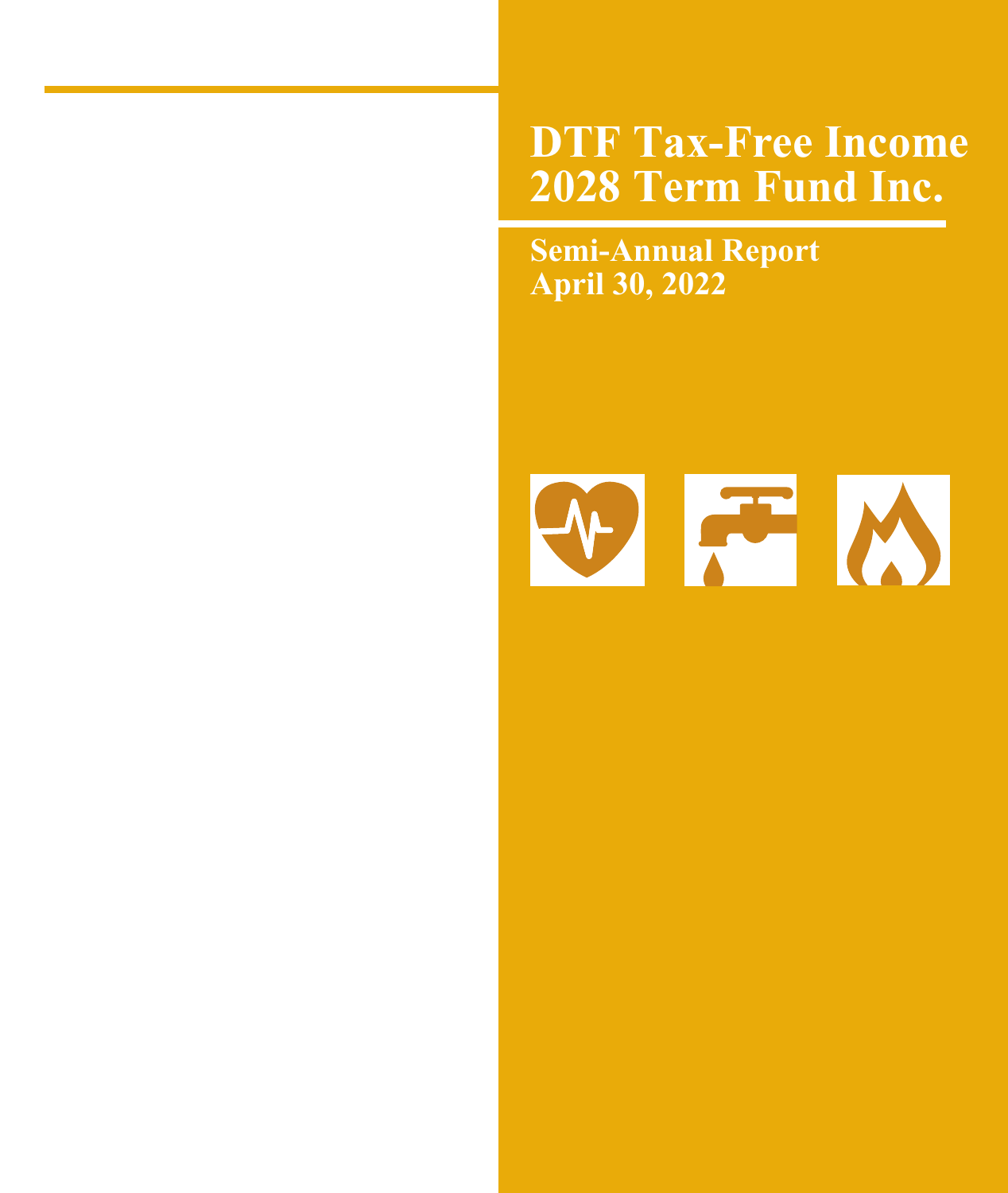# DTF Tax-Free Income 2028 Term Fund Inc.

## Semi-Annual Report
## April 30, 2022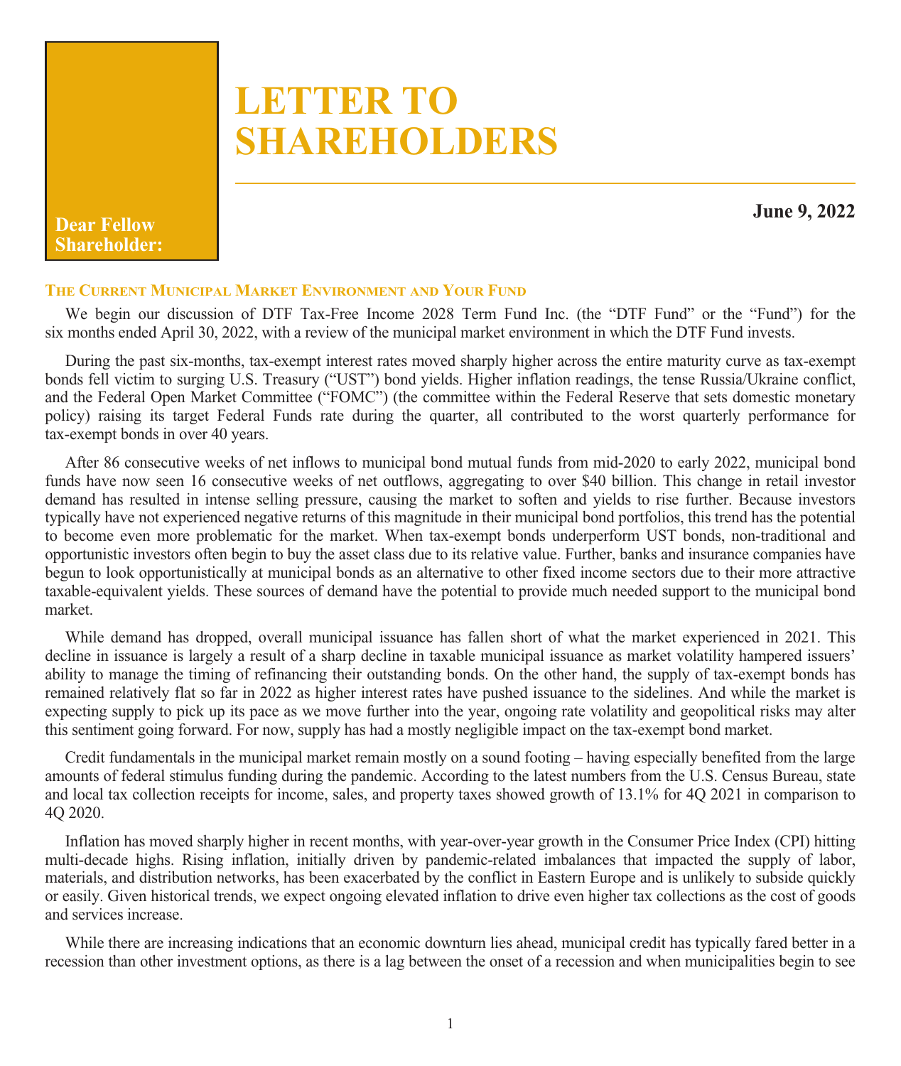# LETTER TO SHAREHOLDERS

**Dear Fellow Shareholder:**

**June 9, 2022**

### The Current Municipal Market Environment and Your Fund

We begin our discussion of DTF Tax-Free Income 2028 Term Fund Inc. (the "DTF Fund" or the "Fund") for the six months ended April 30, 2022, with a review of the municipal market environment in which the DTF Fund invests.

During the past six-months, tax-exempt interest rates moved sharply higher across the entire maturity curve as tax-exempt bonds fell victim to surging U.S. Treasury ("UST") bond yields. Higher inflation readings, the tense Russia/Ukraine conflict, and the Federal Open Market Committee ("FOMC") (the committee within the Federal Reserve that sets domestic monetary policy) raising its target Federal Funds rate during the quarter, all contributed to the worst quarterly performance for tax-exempt bonds in over 40 years.

After 86 consecutive weeks of net inflows to municipal bond mutual funds from mid-2020 to early 2022, municipal bond funds have now seen 16 consecutive weeks of net outflows, aggregating to over $40 billion. This change in retail investor demand has resulted in intense selling pressure, causing the market to soften and yields to rise further. Because investors typically have not experienced negative returns of this magnitude in their municipal bond portfolios, this trend has the potential to become even more problematic for the market. When tax-exempt bonds underperform UST bonds, non-traditional and opportunistic investors often begin to buy the asset class due to its relative value. Further, banks and insurance companies have begun to look opportunistically at municipal bonds as an alternative to other fixed income sectors due to their more attractive taxable-equivalent yields. These sources of demand have the potential to provide much needed support to the municipal bond market.

While demand has dropped, overall municipal issuance has fallen short of what the market experienced in 2021. This decline in issuance is largely a result of a sharp decline in taxable municipal issuance as market volatility hampered issuers' ability to manage the timing of refinancing their outstanding bonds. On the other hand, the supply of tax-exempt bonds has remained relatively flat so far in 2022 as higher interest rates have pushed issuance to the sidelines. And while the market is expecting supply to pick up its pace as we move further into the year, ongoing rate volatility and geopolitical risks may alter this sentiment going forward. For now, supply has had a mostly negligible impact on the tax-exempt bond market.

Credit fundamentals in the municipal market remain mostly on a sound footing – having especially benefited from the large amounts of federal stimulus funding during the pandemic. According to the latest numbers from the U.S. Census Bureau, state and local tax collection receipts for income, sales, and property taxes showed growth of 13.1% for 4Q 2021 in comparison to 4Q 2020.

Inflation has moved sharply higher in recent months, with year-over-year growth in the Consumer Price Index (CPI) hitting multi-decade highs. Rising inflation, initially driven by pandemic-related imbalances that impacted the supply of labor, materials, and distribution networks, has been exacerbated by the conflict in Eastern Europe and is unlikely to subside quickly or easily. Given historical trends, we expect ongoing elevated inflation to drive even higher tax collections as the cost of goods and services increase.

While there are increasing indications that an economic downturn lies ahead, municipal credit has typically fared better in a recession than other investment options, as there is a lag between the onset of a recession and when municipalities begin to see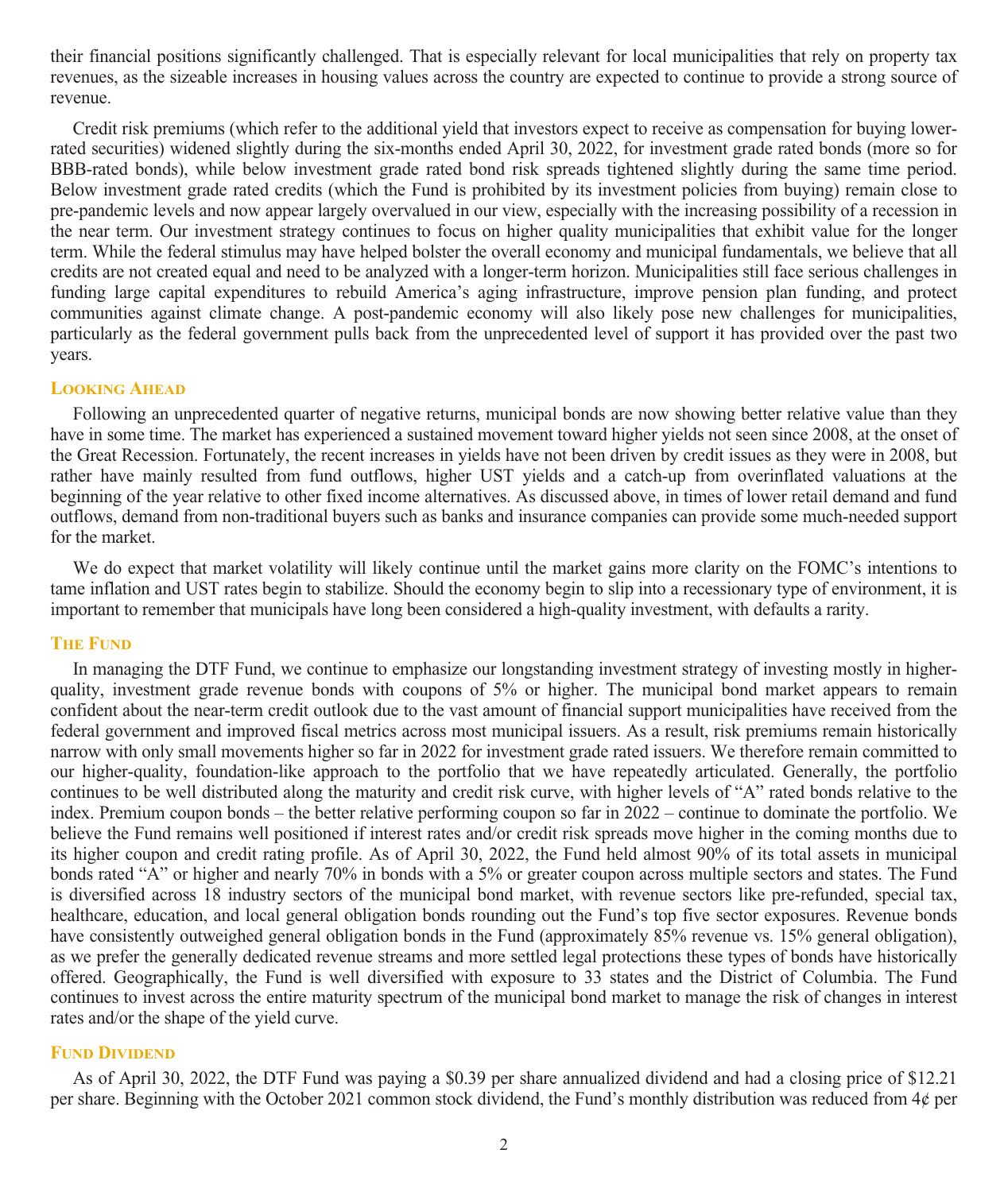their financial positions significantly challenged. That is especially relevant for local municipalities that rely on property tax revenues, as the sizeable increases in housing values across the country are expected to continue to provide a strong source of revenue.

Credit risk premiums (which refer to the additional yield that investors expect to receive as compensation for buying lower-rated securities) widened slightly during the six-months ended April 30, 2022, for investment grade rated bonds (more so for BBB-rated bonds), while below investment grade rated bond risk spreads tightened slightly during the same time period. Below investment grade rated credits (which the Fund is prohibited by its investment policies from buying) remain close to pre-pandemic levels and now appear largely overvalued in our view, especially with the increasing possibility of a recession in the near term. Our investment strategy continues to focus on higher quality municipalities that exhibit value for the longer term. While the federal stimulus may have helped bolster the overall economy and municipal fundamentals, we believe that all credits are not created equal and need to be analyzed with a longer-term horizon. Municipalities still face serious challenges in funding large capital expenditures to rebuild America's aging infrastructure, improve pension plan funding, and protect communities against climate change. A post-pandemic economy will also likely pose new challenges for municipalities, particularly as the federal government pulls back from the unprecedented level of support it has provided over the past two years.

## Looking Ahead

Following an unprecedented quarter of negative returns, municipal bonds are now showing better relative value than they have in some time. The market has experienced a sustained movement toward higher yields not seen since 2008, at the onset of the Great Recession. Fortunately, the recent increases in yields have not been driven by credit issues as they were in 2008, but rather have mainly resulted from fund outflows, higher UST yields and a catch-up from overinflated valuations at the beginning of the year relative to other fixed income alternatives. As discussed above, in times of lower retail demand and fund outflows, demand from non-traditional buyers such as banks and insurance companies can provide some much-needed support for the market.

We do expect that market volatility will likely continue until the market gains more clarity on the FOMC's intentions to tame inflation and UST rates begin to stabilize. Should the economy begin to slip into a recessionary type of environment, it is important to remember that municipals have long been considered a high-quality investment, with defaults a rarity.

## The Fund

In managing the DTF Fund, we continue to emphasize our longstanding investment strategy of investing mostly in higher-quality, investment grade revenue bonds with coupons of 5% or higher. The municipal bond market appears to remain confident about the near-term credit outlook due to the vast amount of financial support municipalities have received from the federal government and improved fiscal metrics across most municipal issuers. As a result, risk premiums remain historically narrow with only small movements higher so far in 2022 for investment grade rated issuers. We therefore remain committed to our higher-quality, foundation-like approach to the portfolio that we have repeatedly articulated. Generally, the portfolio continues to be well distributed along the maturity and credit risk curve, with higher levels of "A" rated bonds relative to the index. Premium coupon bonds – the better relative performing coupon so far in 2022 – continue to dominate the portfolio. We believe the Fund remains well positioned if interest rates and/or credit risk spreads move higher in the coming months due to its higher coupon and credit rating profile. As of April 30, 2022, the Fund held almost 90% of its total assets in municipal bonds rated "A" or higher and nearly 70% in bonds with a 5% or greater coupon across multiple sectors and states. The Fund is diversified across 18 industry sectors of the municipal bond market, with revenue sectors like pre-refunded, special tax, healthcare, education, and local general obligation bonds rounding out the Fund's top five sector exposures. Revenue bonds have consistently outweighed general obligation bonds in the Fund (approximately 85% revenue vs. 15% general obligation), as we prefer the generally dedicated revenue streams and more settled legal protections these types of bonds have historically offered. Geographically, the Fund is well diversified with exposure to 33 states and the District of Columbia. The Fund continues to invest across the entire maturity spectrum of the municipal bond market to manage the risk of changes in interest rates and/or the shape of the yield curve.

## Fund Dividend

As of April 30, 2022, the DTF Fund was paying a $0.39 per share annualized dividend and had a closing price of $12.21 per share. Beginning with the October 2021 common stock dividend, the Fund's monthly distribution was reduced from 4¢ per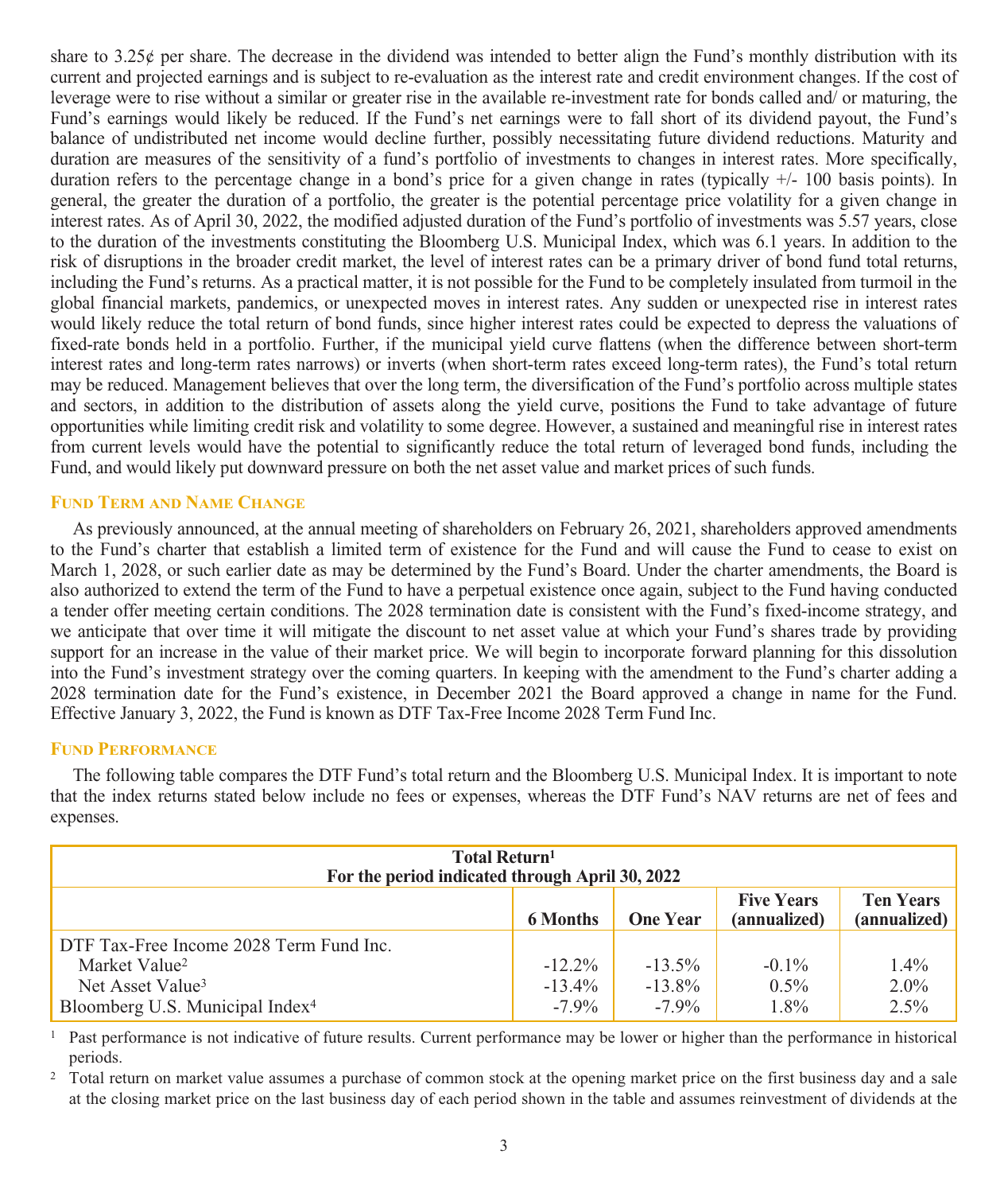share to 3.25¢ per share. The decrease in the dividend was intended to better align the Fund's monthly distribution with its current and projected earnings and is subject to re-evaluation as the interest rate and credit environment changes. If the cost of leverage were to rise without a similar or greater rise in the available re-investment rate for bonds called and/ or maturing, the Fund's earnings would likely be reduced. If the Fund's net earnings were to fall short of its dividend payout, the Fund's balance of undistributed net income would decline further, possibly necessitating future dividend reductions. Maturity and duration are measures of the sensitivity of a fund's portfolio of investments to changes in interest rates. More specifically, duration refers to the percentage change in a bond's price for a given change in rates (typically +/- 100 basis points). In general, the greater the duration of a portfolio, the greater is the potential percentage price volatility for a given change in interest rates. As of April 30, 2022, the modified adjusted duration of the Fund's portfolio of investments was 5.57 years, close to the duration of the investments constituting the Bloomberg U.S. Municipal Index, which was 6.1 years. In addition to the risk of disruptions in the broader credit market, the level of interest rates can be a primary driver of bond fund total returns, including the Fund's returns. As a practical matter, it is not possible for the Fund to be completely insulated from turmoil in the global financial markets, pandemics, or unexpected moves in interest rates. Any sudden or unexpected rise in interest rates would likely reduce the total return of bond funds, since higher interest rates could be expected to depress the valuations of fixed-rate bonds held in a portfolio. Further, if the municipal yield curve flattens (when the difference between short-term interest rates and long-term rates narrows) or inverts (when short-term rates exceed long-term rates), the Fund's total return may be reduced. Management believes that over the long term, the diversification of the Fund's portfolio across multiple states and sectors, in addition to the distribution of assets along the yield curve, positions the Fund to take advantage of future opportunities while limiting credit risk and volatility to some degree. However, a sustained and meaningful rise in interest rates from current levels would have the potential to significantly reduce the total return of leveraged bond funds, including the Fund, and would likely put downward pressure on both the net asset value and market prices of such funds.

## Fund Term and Name Change

As previously announced, at the annual meeting of shareholders on February 26, 2021, shareholders approved amendments to the Fund's charter that establish a limited term of existence for the Fund and will cause the Fund to cease to exist on March 1, 2028, or such earlier date as may be determined by the Fund's Board. Under the charter amendments, the Board is also authorized to extend the term of the Fund to have a perpetual existence once again, subject to the Fund having conducted a tender offer meeting certain conditions. The 2028 termination date is consistent with the Fund's fixed-income strategy, and we anticipate that over time it will mitigate the discount to net asset value at which your Fund's shares trade by providing support for an increase in the value of their market price. We will begin to incorporate forward planning for this dissolution into the Fund's investment strategy over the coming quarters. In keeping with the amendment to the Fund's charter adding a 2028 termination date for the Fund's existence, in December 2021 the Board approved a change in name for the Fund. Effective January 3, 2022, the Fund is known as DTF Tax-Free Income 2028 Term Fund Inc.

## Fund Performance

The following table compares the DTF Fund's total return and the Bloomberg U.S. Municipal Index. It is important to note that the index returns stated below include no fees or expenses, whereas the DTF Fund's NAV returns are net of fees and expenses.

**Total Return[1]**
**For the period indicated through April 30, 2022**

| | 6 Months | One Year | Five Years (annualized) | Ten Years (annualized) |
|---|---|---|---|---|
| DTF Tax-Free Income 2028 Term Fund Inc. | | | | |
| Market Value[2] | -12.2% | -13.5% | -0.1% | 1.4% |
| Net Asset Value[3] | -13.4% | -13.8% | 0.5% | 2.0% |
| Bloomberg U.S. Municipal Index[4] | -7.9% | -7.9% | 1.8% | 2.5% |

[1] Past performance is not indicative of future results. Current performance may be lower or higher than the performance in historical periods.

[2] Total return on market value assumes a purchase of common stock at the opening market price on the first business day and a sale at the closing market price on the last business day of each period shown in the table and assumes reinvestment of dividends at the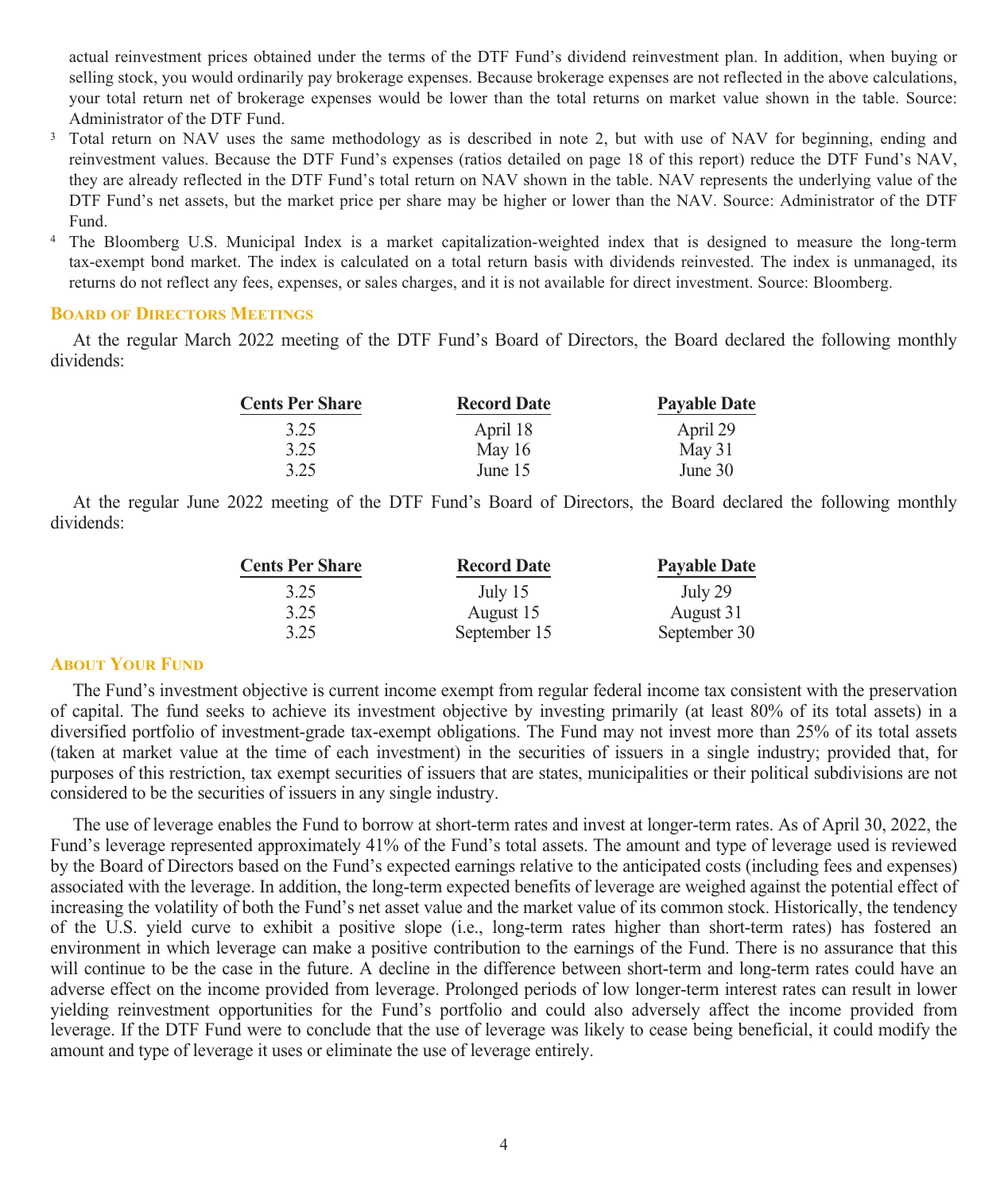actual reinvestment prices obtained under the terms of the DTF Fund's dividend reinvestment plan. In addition, when buying or selling stock, you would ordinarily pay brokerage expenses. Because brokerage expenses are not reflected in the above calculations, your total return net of brokerage expenses would be lower than the total returns on market value shown in the table. Source: Administrator of the DTF Fund.

[3] Total return on NAV uses the same methodology as is described in note 2, but with use of NAV for beginning, ending and reinvestment values. Because the DTF Fund's expenses (ratios detailed on page 18 of this report) reduce the DTF Fund's NAV, they are already reflected in the DTF Fund's total return on NAV shown in the table. NAV represents the underlying value of the DTF Fund's net assets, but the market price per share may be higher or lower than the NAV. Source: Administrator of the DTF Fund.

[4] The Bloomberg U.S. Municipal Index is a market capitalization-weighted index that is designed to measure the long-term tax-exempt bond market. The index is calculated on a total return basis with dividends reinvested. The index is unmanaged, its returns do not reflect any fees, expenses, or sales charges, and it is not available for direct investment. Source: Bloomberg.

## Board of Directors Meetings

At the regular March 2022 meeting of the DTF Fund's Board of Directors, the Board declared the following monthly dividends:

| Cents Per Share | Record Date | Payable Date |
|---|---|---|
| 3.25 | April 18 | April 29 |
| 3.25 | May 16 | May 31 |
| 3.25 | June 15 | June 30 |

At the regular June 2022 meeting of the DTF Fund's Board of Directors, the Board declared the following monthly dividends:

| Cents Per Share | Record Date | Payable Date |
|---|---|---|
| 3.25 | July 15 | July 29 |
| 3.25 | August 15 | August 31 |
| 3.25 | September 15 | September 30 |

## About Your Fund

The Fund's investment objective is current income exempt from regular federal income tax consistent with the preservation of capital. The fund seeks to achieve its investment objective by investing primarily (at least 80% of its total assets) in a diversified portfolio of investment-grade tax-exempt obligations. The Fund may not invest more than 25% of its total assets (taken at market value at the time of each investment) in the securities of issuers in a single industry; provided that, for purposes of this restriction, tax exempt securities of issuers that are states, municipalities or their political subdivisions are not considered to be the securities of issuers in any single industry.

The use of leverage enables the Fund to borrow at short-term rates and invest at longer-term rates. As of April 30, 2022, the Fund's leverage represented approximately 41% of the Fund's total assets. The amount and type of leverage used is reviewed by the Board of Directors based on the Fund's expected earnings relative to the anticipated costs (including fees and expenses) associated with the leverage. In addition, the long-term expected benefits of leverage are weighed against the potential effect of increasing the volatility of both the Fund's net asset value and the market value of its common stock. Historically, the tendency of the U.S. yield curve to exhibit a positive slope (i.e., long-term rates higher than short-term rates) has fostered an environment in which leverage can make a positive contribution to the earnings of the Fund. There is no assurance that this will continue to be the case in the future. A decline in the difference between short-term and long-term rates could have an adverse effect on the income provided from leverage. Prolonged periods of low longer-term interest rates can result in lower yielding reinvestment opportunities for the Fund's portfolio and could also adversely affect the income provided from leverage. If the DTF Fund were to conclude that the use of leverage was likely to cease being beneficial, it could modify the amount and type of leverage it uses or eliminate the use of leverage entirely.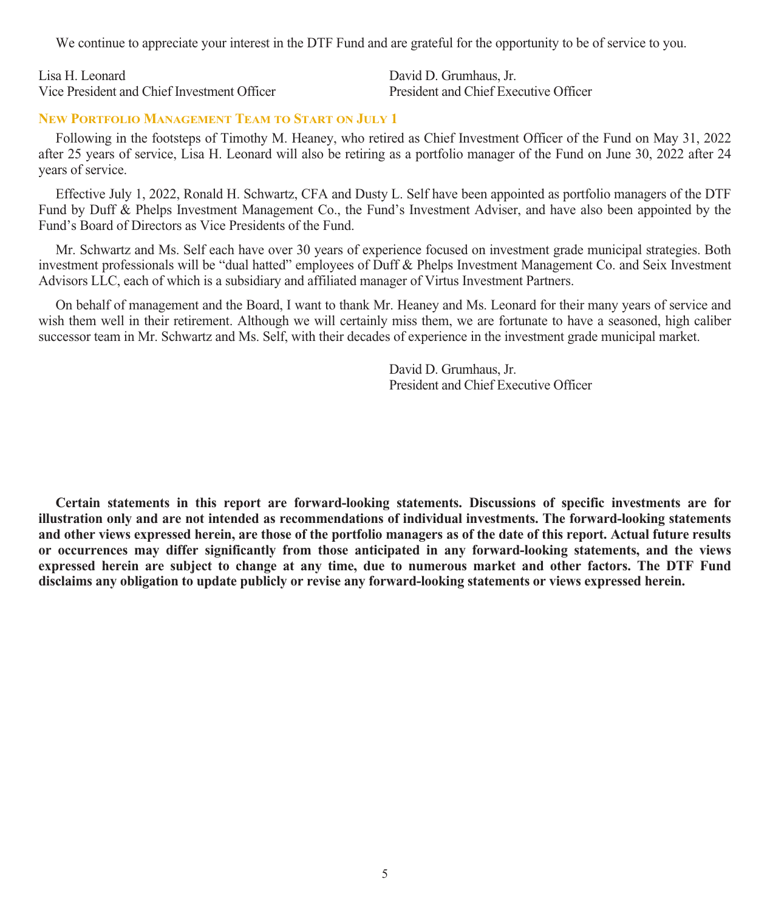We continue to appreciate your interest in the DTF Fund and are grateful for the opportunity to be of service to you.

Lisa H. Leonard
Vice President and Chief Investment Officer

David D. Grumhaus, Jr.
President and Chief Executive Officer

## New Portfolio Management Team to Start on July 1

Following in the footsteps of Timothy M. Heaney, who retired as Chief Investment Officer of the Fund on May 31, 2022 after 25 years of service, Lisa H. Leonard will also be retiring as a portfolio manager of the Fund on June 30, 2022 after 24 years of service.

Effective July 1, 2022, Ronald H. Schwartz, CFA and Dusty L. Self have been appointed as portfolio managers of the DTF Fund by Duff & Phelps Investment Management Co., the Fund's Investment Adviser, and have also been appointed by the Fund's Board of Directors as Vice Presidents of the Fund.

Mr. Schwartz and Ms. Self each have over 30 years of experience focused on investment grade municipal strategies. Both investment professionals will be "dual hatted" employees of Duff & Phelps Investment Management Co. and Seix Investment Advisors LLC, each of which is a subsidiary and affiliated manager of Virtus Investment Partners.

On behalf of management and the Board, I want to thank Mr. Heaney and Ms. Leonard for their many years of service and wish them well in their retirement. Although we will certainly miss them, we are fortunate to have a seasoned, high caliber successor team in Mr. Schwartz and Ms. Self, with their decades of experience in the investment grade municipal market.

David D. Grumhaus, Jr.
President and Chief Executive Officer

**Certain statements in this report are forward-looking statements. Discussions of specific investments are for illustration only and are not intended as recommendations of individual investments. The forward-looking statements and other views expressed herein, are those of the portfolio managers as of the date of this report. Actual future results or occurrences may differ significantly from those anticipated in any forward-looking statements, and the views expressed herein are subject to change at any time, due to numerous market and other factors. The DTF Fund disclaims any obligation to update publicly or revise any forward-looking statements or views expressed herein.**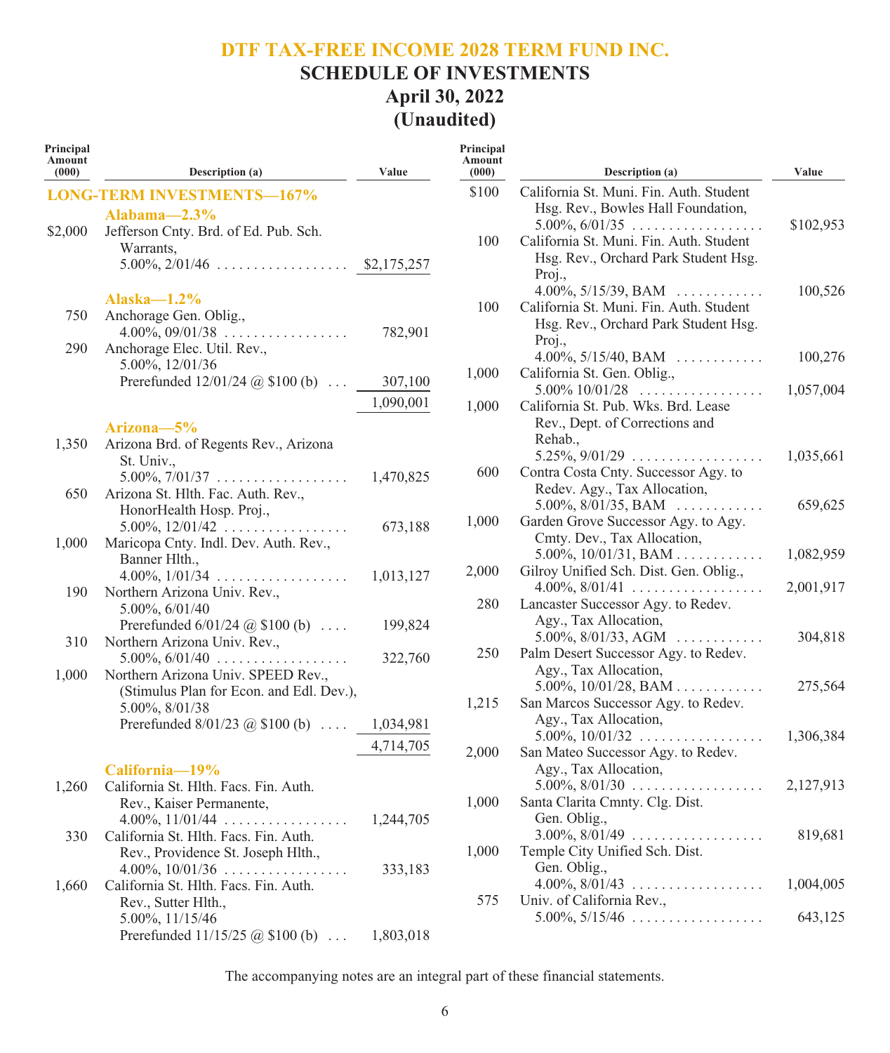# DTF TAX-FREE INCOME 2028 TERM FUND INC.

## SCHEDULE OF INVESTMENTS

## April 30, 2022

## (Unaudited)

| Principal Amount (000) | Description (a) | Value |
|---|---|---|
| | **LONG-TERM INVESTMENTS—167%** | |
| | **Alabama—2.3%** | |
| $2,000 | Jefferson Cnty. Brd. of Ed. Pub. Sch. Warrants, 5.00%, 2/01/46 | $2,175,257 |
| | **Alaska—1.2%** | |
| 750 | Anchorage Gen. Oblig., 4.00%, 09/01/38 | 782,901 |
| 290 | Anchorage Elec. Util. Rev., 5.00%, 12/01/36 Prerefunded 12/01/24 @ $100 (b) | 307,100 |
| | | 1,090,001 |
| | **Arizona—5%** | |
| 1,350 | Arizona Brd. of Regents Rev., Arizona St. Univ., 5.00%, 7/01/37 | 1,470,825 |
| 650 | Arizona St. Hlth. Fac. Auth. Rev., HonorHealth Hosp. Proj., 5.00%, 12/01/42 | 673,188 |
| 1,000 | Maricopa Cnty. Indl. Dev. Auth. Rev., Banner Hlth., 4.00%, 1/01/34 | 1,013,127 |
| 190 | Northern Arizona Univ. Rev., 5.00%, 6/01/40 Prerefunded 6/01/24 @ $100 (b) | 199,824 |
| 310 | Northern Arizona Univ. Rev., 5.00%, 6/01/40 | 322,760 |
| 1,000 | Northern Arizona Univ. SPEED Rev., (Stimulus Plan for Econ. and Edl. Dev.), 5.00%, 8/01/38 Prerefunded 8/01/23 @ $100 (b) | 1,034,981 |
| | | 4,714,705 |
| | **California—19%** | |
| 1,260 | California St. Hlth. Facs. Fin. Auth. Rev., Kaiser Permanente, 4.00%, 11/01/44 | 1,244,705 |
| 330 | California St. Hlth. Facs. Fin. Auth. Rev., Providence St. Joseph Hlth., 4.00%, 10/01/36 | 333,183 |
| 1,660 | California St. Hlth. Facs. Fin. Auth. Rev., Sutter Hlth., 5.00%, 11/15/46 Prerefunded 11/15/25 @ $100 (b) | 1,803,018 |
| $100 | California St. Muni. Fin. Auth. Student Hsg. Rev., Bowles Hall Foundation, 5.00%, 6/01/35 | $102,953 |
| 100 | California St. Muni. Fin. Auth. Student Hsg. Rev., Orchard Park Student Hsg. Proj., 4.00%, 5/15/39, BAM | 100,526 |
| 100 | California St. Muni. Fin. Auth. Student Hsg. Rev., Orchard Park Student Hsg. Proj., 4.00%, 5/15/40, BAM | 100,276 |
| 1,000 | California St. Gen. Oblig., 5.00% 10/01/28 | 1,057,004 |
| 1,000 | California St. Pub. Wks. Brd. Lease Rev., Dept. of Corrections and Rehab., 5.25%, 9/01/29 | 1,035,661 |
| 600 | Contra Costa Cnty. Successor Agy. to Redev. Agy., Tax Allocation, 5.00%, 8/01/35, BAM | 659,625 |
| 1,000 | Garden Grove Successor Agy. to Agy. Cmty. Dev., Tax Allocation, 5.00%, 10/01/31, BAM | 1,082,959 |
| 2,000 | Gilroy Unified Sch. Dist. Gen. Oblig., 4.00%, 8/01/41 | 2,001,917 |
| 280 | Lancaster Successor Agy. to Redev. Agy., Tax Allocation, 5.00%, 8/01/33, AGM | 304,818 |
| 250 | Palm Desert Successor Agy. to Redev. Agy., Tax Allocation, 5.00%, 10/01/28, BAM | 275,564 |
| 1,215 | San Marcos Successor Agy. to Redev. Agy., Tax Allocation, 5.00%, 10/01/32 | 1,306,384 |
| 2,000 | San Mateo Successor Agy. to Redev. Agy., Tax Allocation, 5.00%, 8/01/30 | 2,127,913 |
| 1,000 | Santa Clarita Cmnty. Clg. Dist. Gen. Oblig., 3.00%, 8/01/49 | 819,681 |
| 1,000 | Temple City Unified Sch. Dist. Gen. Oblig., 4.00%, 8/01/43 | 1,004,005 |
| 575 | Univ. of California Rev., 5.00%, 5/15/46 | 643,125 |

The accompanying notes are an integral part of these financial statements.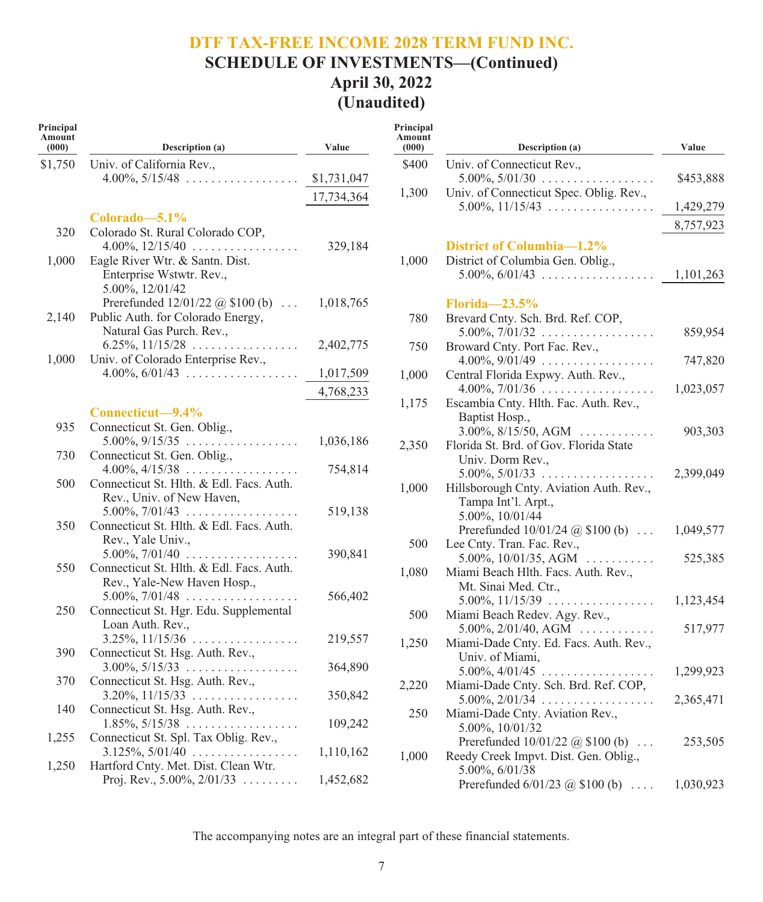# DTF TAX-FREE INCOME 2028 TERM FUND INC.

## SCHEDULE OF INVESTMENTS—(Continued)

## April 30, 2022

## (Unaudited)

| Principal Amount (000) | Description (a) | Value |
|---|---|---|
| $1,750 | Univ. of California Rev., 4.00%, 5/15/48 | $1,731,047 |
| | | 17,734,364 |
| | **Colorado—5.1%** | |
| 320 | Colorado St. Rural Colorado COP, 4.00%, 12/15/40 | 329,184 |
| 1,000 | Eagle River Wtr. & Santn. Dist. Enterprise Wstwtr. Rev., 5.00%, 12/01/42 Prerefunded 12/01/22 @ $100 (b) | 1,018,765 |
| 2,140 | Public Auth. for Colorado Energy, Natural Gas Purch. Rev., 6.25%, 11/15/28 | 2,402,775 |
| 1,000 | Univ. of Colorado Enterprise Rev., 4.00%, 6/01/43 | 1,017,509 |
| | | 4,768,233 |
| | **Connecticut—9.4%** | |
| 935 | Connecticut St. Gen. Oblig., 5.00%, 9/15/35 | 1,036,186 |
| 730 | Connecticut St. Gen. Oblig., 4.00%, 4/15/38 | 754,814 |
| 500 | Connecticut St. Hlth. & Edl. Facs. Auth. Rev., Univ. of New Haven, 5.00%, 7/01/43 | 519,138 |
| 350 | Connecticut St. Hlth. & Edl. Facs. Auth. Rev., Yale Univ., 5.00%, 7/01/40 | 390,841 |
| 550 | Connecticut St. Hlth. & Edl. Facs. Auth. Rev., Yale-New Haven Hosp., 5.00%, 7/01/48 | 566,402 |
| 250 | Connecticut St. Hgr. Edu. Supplemental Loan Auth. Rev., 3.25%, 11/15/36 | 219,557 |
| 390 | Connecticut St. Hsg. Auth. Rev., 3.00%, 5/15/33 | 364,890 |
| 370 | Connecticut St. Hsg. Auth. Rev., 3.20%, 11/15/33 | 350,842 |
| 140 | Connecticut St. Hsg. Auth. Rev., 1.85%, 5/15/38 | 109,242 |
| 1,255 | Connecticut St. Spl. Tax Oblig. Rev., 3.125%, 5/01/40 | 1,110,162 |
| 1,250 | Hartford Cnty. Met. Dist. Clean Wtr. Proj. Rev., 5.00%, 2/01/33 | 1,452,682 |
| 400 | Univ. of Connecticut Rev., 5.00%, 5/01/30 | 453,888 |
| 1,300 | Univ. of Connecticut Spec. Oblig. Rev., 5.00%, 11/15/43 | 1,429,279 |
| | | 8,757,923 |
| | **District of Columbia—1.2%** | |
| 1,000 | District of Columbia Gen. Oblig., 5.00%, 6/01/43 | 1,101,263 |
| | **Florida—23.5%** | |
| 780 | Brevard Cnty. Sch. Brd. Ref. COP, 5.00%, 7/01/32 | 859,954 |
| 750 | Broward Cnty. Port Fac. Rev., 4.00%, 9/01/49 | 747,820 |
| 1,000 | Central Florida Expwy. Auth. Rev., 4.00%, 7/01/36 | 1,023,057 |
| 1,175 | Escambia Cnty. Hlth. Fac. Auth. Rev., Baptist Hosp., 3.00%, 8/15/50, AGM | 903,303 |
| 2,350 | Florida St. Brd. of Gov. Florida State Univ. Dorm Rev., 5.00%, 5/01/33 | 2,399,049 |
| 1,000 | Hillsborough Cnty. Aviation Auth. Rev., Tampa Int'l. Arpt., 5.00%, 10/01/44 Prerefunded 10/01/24 @ $100 (b) | 1,049,577 |
| 500 | Lee Cnty. Tran. Fac. Rev., 5.00%, 10/01/35, AGM | 525,385 |
| 1,080 | Miami Beach Hlth. Facs. Auth. Rev., Mt. Sinai Med. Ctr., 5.00%, 11/15/39 | 1,123,454 |
| 500 | Miami Beach Redev. Agy. Rev., 5.00%, 2/01/40, AGM | 517,977 |
| 1,250 | Miami-Dade Cnty. Ed. Facs. Auth. Rev., Univ. of Miami, 5.00%, 4/01/45 | 1,299,923 |
| 2,220 | Miami-Dade Cnty. Sch. Brd. Ref. COP, 5.00%, 2/01/34 | 2,365,471 |
| 250 | Miami-Dade Cnty. Aviation Rev., 5.00%, 10/01/32 Prerefunded 10/01/22 @ $100 (b) | 253,505 |
| 1,000 | Reedy Creek Impvt. Dist. Gen. Oblig., 5.00%, 6/01/38 Prerefunded 6/01/23 @ $100 (b) | 1,030,923 |

The accompanying notes are an integral part of these financial statements.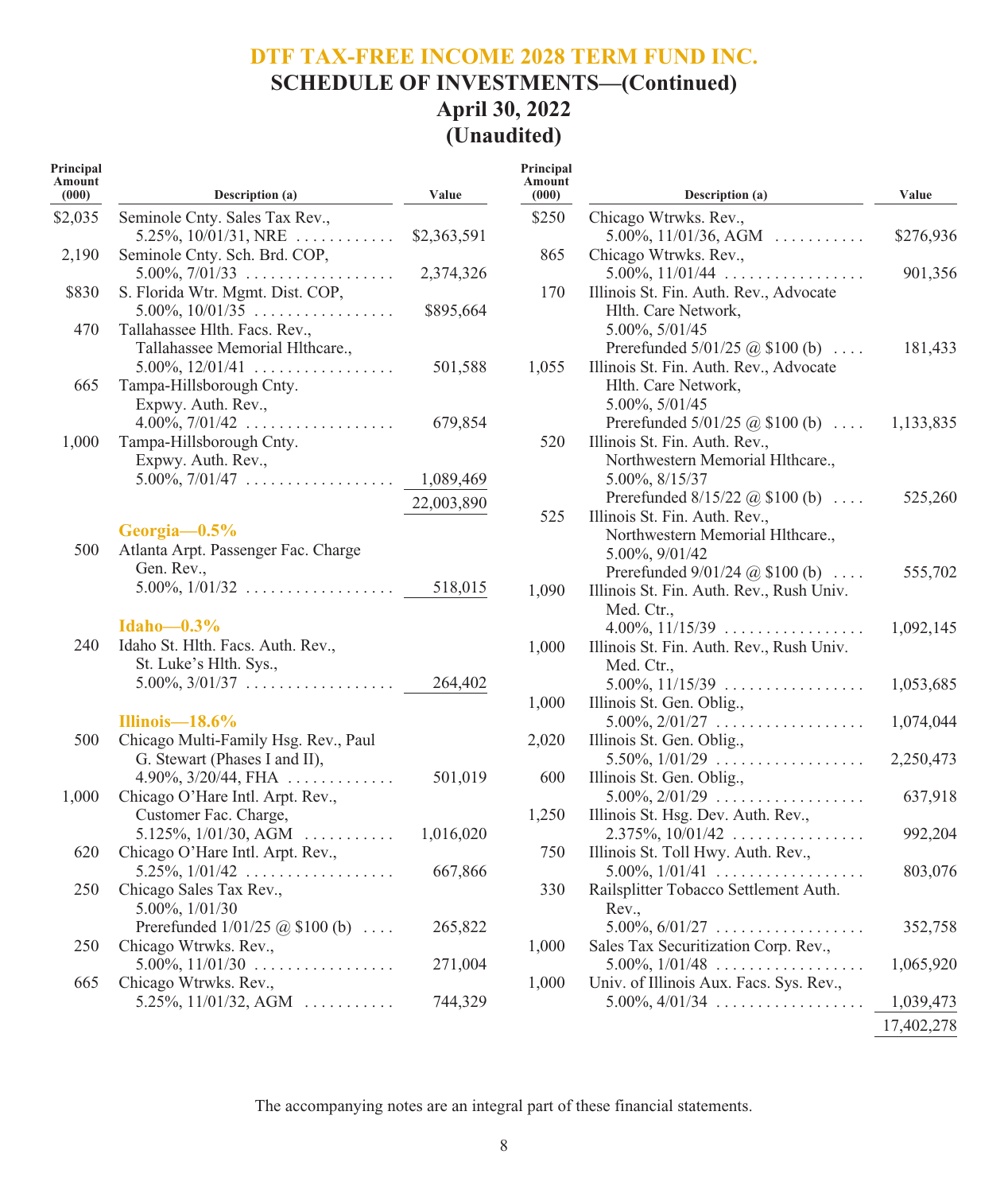# DTF TAX-FREE INCOME 2028 TERM FUND INC.

## SCHEDULE OF INVESTMENTS—(Continued)

## April 30, 2022

## (Unaudited)

| Principal Amount (000) | Description (a) | Value |
|---|---|---|
| $2,035 | Seminole Cnty. Sales Tax Rev., 5.25%, 10/01/31, NRE | $2,363,591 |
| 2,190 | Seminole Cnty. Sch. Brd. COP, 5.00%, 7/01/33 | 2,374,326 |
| $830 | S. Florida Wtr. Mgmt. Dist. COP, 5.00%, 10/01/35 | $895,664 |
| 470 | Tallahassee Hlth. Facs. Rev., Tallahassee Memorial Hlthcare., 5.00%, 12/01/41 | 501,588 |
| 665 | Tampa-Hillsborough Cnty. Expwy. Auth. Rev., 4.00%, 7/01/42 | 679,854 |
| 1,000 | Tampa-Hillsborough Cnty. Expwy. Auth. Rev., 5.00%, 7/01/47 | 1,089,469 |
| | | 22,003,890 |
| | **Georgia—0.5%** | |
| 500 | Atlanta Arpt. Passenger Fac. Charge Gen. Rev., 5.00%, 1/01/32 | 518,015 |
| | **Idaho—0.3%** | |
| 240 | Idaho St. Hlth. Facs. Auth. Rev., St. Luke's Hlth. Sys., 5.00%, 3/01/37 | 264,402 |
| | **Illinois—18.6%** | |
| 500 | Chicago Multi-Family Hsg. Rev., Paul G. Stewart (Phases I and II), 4.90%, 3/20/44, FHA | 501,019 |
| 1,000 | Chicago O'Hare Intl. Arpt. Rev., Customer Fac. Charge, 5.125%, 1/01/30, AGM | 1,016,020 |
| 620 | Chicago O'Hare Intl. Arpt. Rev., 5.25%, 1/01/42 | 667,866 |
| 250 | Chicago Sales Tax Rev., 5.00%, 1/01/30 Prerefunded 1/01/25 @ $100 (b) | 265,822 |
| 250 | Chicago Wtrwks. Rev., 5.00%, 11/01/30 | 271,004 |
| 665 | Chicago Wtrwks. Rev., 5.25%, 11/01/32, AGM | 744,329 |
| $250 | Chicago Wtrwks. Rev., 5.00%, 11/01/36, AGM | $276,936 |
| 865 | Chicago Wtrwks. Rev., 5.00%, 11/01/44 | 901,356 |
| 170 | Illinois St. Fin. Auth. Rev., Advocate Hlth. Care Network, 5.00%, 5/01/45 Prerefunded 5/01/25 @ $100 (b) | 181,433 |
| 1,055 | Illinois St. Fin. Auth. Rev., Advocate Hlth. Care Network, 5.00%, 5/01/45 Prerefunded 5/01/25 @ $100 (b) | 1,133,835 |
| 520 | Illinois St. Fin. Auth. Rev., Northwestern Memorial Hlthcare., 5.00%, 8/15/37 Prerefunded 8/15/22 @ $100 (b) | 525,260 |
| 525 | Illinois St. Fin. Auth. Rev., Northwestern Memorial Hlthcare., 5.00%, 9/01/42 Prerefunded 9/01/24 @ $100 (b) | 555,702 |
| 1,090 | Illinois St. Fin. Auth. Rev., Rush Univ. Med. Ctr., 4.00%, 11/15/39 | 1,092,145 |
| 1,000 | Illinois St. Fin. Auth. Rev., Rush Univ. Med. Ctr., 5.00%, 11/15/39 | 1,053,685 |
| 1,000 | Illinois St. Gen. Oblig., 5.00%, 2/01/27 | 1,074,044 |
| 2,020 | Illinois St. Gen. Oblig., 5.50%, 1/01/29 | 2,250,473 |
| 600 | Illinois St. Gen. Oblig., 5.00%, 2/01/29 | 637,918 |
| 1,250 | Illinois St. Hsg. Dev. Auth. Rev., 2.375%, 10/01/42 | 992,204 |
| 750 | Illinois St. Toll Hwy. Auth. Rev., 5.00%, 1/01/41 | 803,076 |
| 330 | Railsplitter Tobacco Settlement Auth. Rev., 5.00%, 6/01/27 | 352,758 |
| 1,000 | Sales Tax Securitization Corp. Rev., 5.00%, 1/01/48 | 1,065,920 |
| 1,000 | Univ. of Illinois Aux. Facs. Sys. Rev., 5.00%, 4/01/34 | 1,039,473 |
| | | 17,402,278 |

The accompanying notes are an integral part of these financial statements.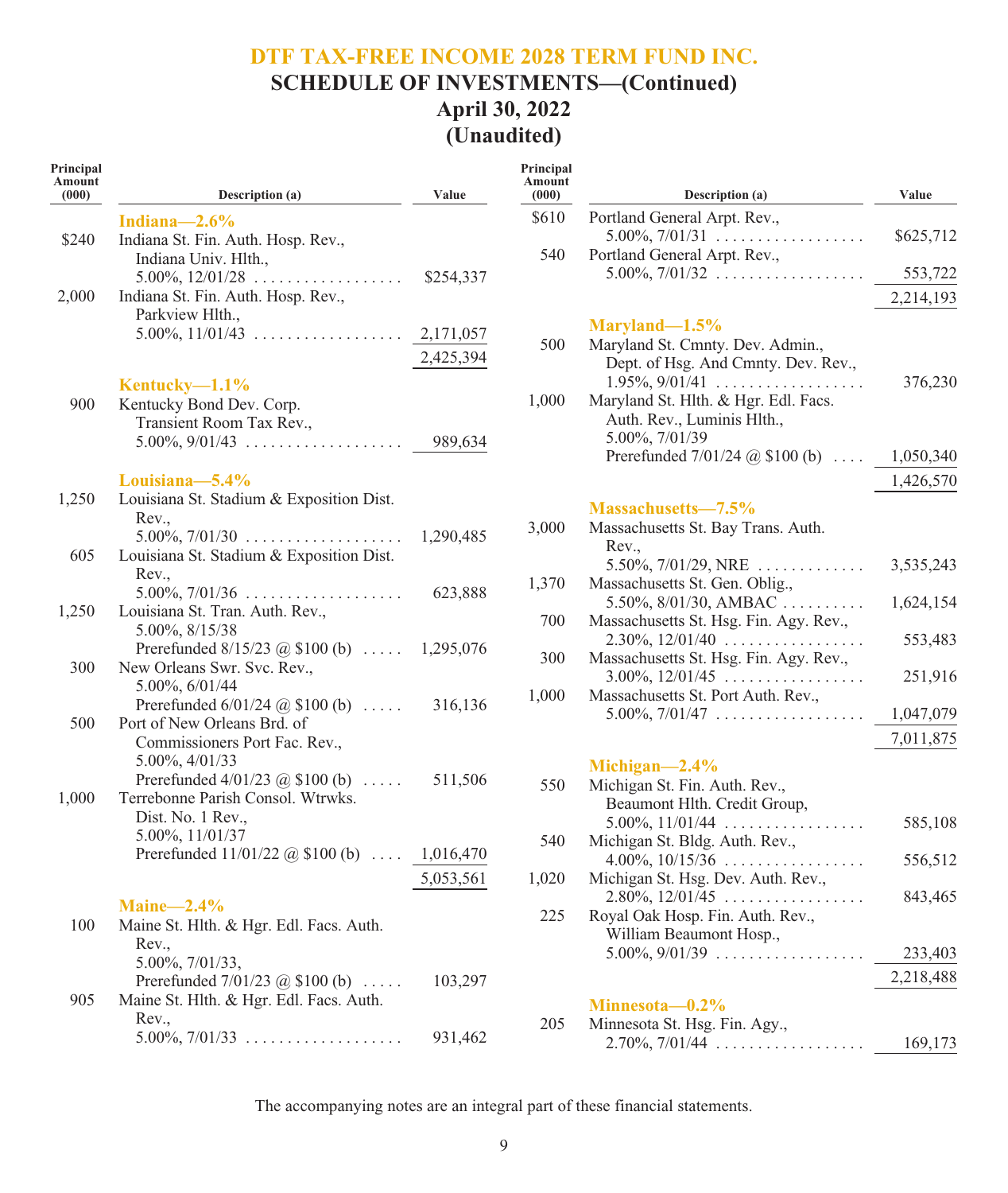# DTF TAX-FREE INCOME 2028 TERM FUND INC.
## SCHEDULE OF INVESTMENTS—(Continued)
## April 30, 2022
## (Unaudited)

| Principal Amount (000) | Description (a) | Value |
|---|---|---|
| | **Indiana—2.6%** | |
| $240 | Indiana St. Fin. Auth. Hosp. Rev., Indiana Univ. Hlth., 5.00%, 12/01/28 | $254,337 |
| 2,000 | Indiana St. Fin. Auth. Hosp. Rev., Parkview Hlth., 5.00%, 11/01/43 | 2,171,057 |
| | | 2,425,394 |
| | **Kentucky—1.1%** | |
| 900 | Kentucky Bond Dev. Corp. Transient Room Tax Rev., 5.00%, 9/01/43 | 989,634 |
| | **Louisiana—5.4%** | |
| 1,250 | Louisiana St. Stadium & Exposition Dist. Rev., 5.00%, 7/01/30 | 1,290,485 |
| 605 | Louisiana St. Stadium & Exposition Dist. Rev., 5.00%, 7/01/36 | 623,888 |
| 1,250 | Louisiana St. Tran. Auth. Rev., 5.00%, 8/15/38 Prerefunded 8/15/23 @ $100 (b) | 1,295,076 |
| 300 | New Orleans Swr. Svc. Rev., 5.00%, 6/01/44 Prerefunded 6/01/24 @ $100 (b) | 316,136 |
| 500 | Port of New Orleans Brd. of Commissioners Port Fac. Rev., 5.00%, 4/01/33 Prerefunded 4/01/23 @ $100 (b) | 511,506 |
| 1,000 | Terrebonne Parish Consol. Wtrwks. Dist. No. 1 Rev., 5.00%, 11/01/37 Prerefunded 11/01/22 @ $100 (b) | 1,016,470 |
| | | 5,053,561 |
| | **Maine—2.4%** | |
| 100 | Maine St. Hlth. & Hgr. Edl. Facs. Auth. Rev., 5.00%, 7/01/33, Prerefunded 7/01/23 @ $100 (b) | 103,297 |
| 905 | Maine St. Hlth. & Hgr. Edl. Facs. Auth. Rev., 5.00%, 7/01/33 | 931,462 |
| $610 | Portland General Arpt. Rev., 5.00%, 7/01/31 | $625,712 |
| 540 | Portland General Arpt. Rev., 5.00%, 7/01/32 | 553,722 |
| | | 2,214,193 |
| | **Maryland—1.5%** | |
| 500 | Maryland St. Cmnty. Dev. Admin., Dept. of Hsg. And Cmnty. Dev. Rev., 1.95%, 9/01/41 | 376,230 |
| 1,000 | Maryland St. Hlth. & Hgr. Edl. Facs. Auth. Rev., Luminis Hlth., 5.00%, 7/01/39 Prerefunded 7/01/24 @ $100 (b) | 1,050,340 |
| | | 1,426,570 |
| | **Massachusetts—7.5%** | |
| 3,000 | Massachusetts St. Bay Trans. Auth. Rev., 5.50%, 7/01/29, NRE | 3,535,243 |
| 1,370 | Massachusetts St. Gen. Oblig., 5.50%, 8/01/30, AMBAC | 1,624,154 |
| 700 | Massachusetts St. Hsg. Fin. Agy. Rev., 2.30%, 12/01/40 | 553,483 |
| 300 | Massachusetts St. Hsg. Fin. Agy. Rev., 3.00%, 12/01/45 | 251,916 |
| 1,000 | Massachusetts St. Port Auth. Rev., 5.00%, 7/01/47 | 1,047,079 |
| | | 7,011,875 |
| | **Michigan—2.4%** | |
| 550 | Michigan St. Fin. Auth. Rev., Beaumont Hlth. Credit Group, 5.00%, 11/01/44 | 585,108 |
| 540 | Michigan St. Bldg. Auth. Rev., 4.00%, 10/15/36 | 556,512 |
| 1,020 | Michigan St. Hsg. Dev. Auth. Rev., 2.80%, 12/01/45 | 843,465 |
| 225 | Royal Oak Hosp. Fin. Auth. Rev., William Beaumont Hosp., 5.00%, 9/01/39 | 233,403 |
| | | 2,218,488 |
| | **Minnesota—0.2%** | |
| 205 | Minnesota St. Hsg. Fin. Agy., 2.70%, 7/01/44 | 169,173 |

The accompanying notes are an integral part of these financial statements.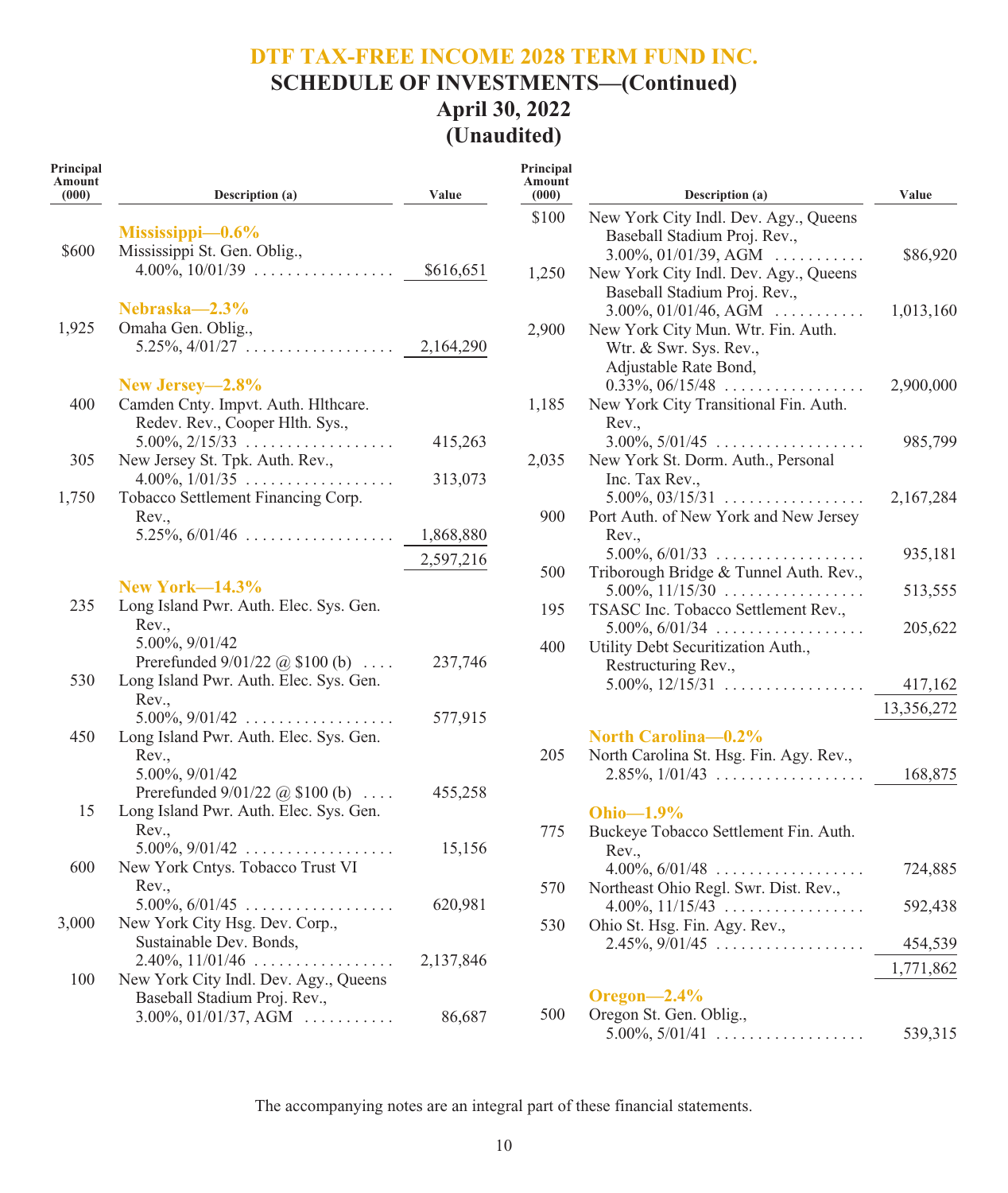# DTF TAX-FREE INCOME 2028 TERM FUND INC.
## SCHEDULE OF INVESTMENTS—(Continued)
## April 30, 2022
## (Unaudited)

| Principal Amount (000) | Description (a) | Value |
|---|---|---|
| | **Mississippi—0.6%** | |
| $600 | Mississippi St. Gen. Oblig., 4.00%, 10/01/39 | $616,651 |
| | **Nebraska—2.3%** | |
| 1,925 | Omaha Gen. Oblig., 5.25%, 4/01/27 | 2,164,290 |
| | **New Jersey—2.8%** | |
| 400 | Camden Cnty. Impvt. Auth. Hlthcare. Redev. Rev., Cooper Hlth. Sys., 5.00%, 2/15/33 | 415,263 |
| 305 | New Jersey St. Tpk. Auth. Rev., 4.00%, 1/01/35 | 313,073 |
| 1,750 | Tobacco Settlement Financing Corp. Rev., 5.25%, 6/01/46 | 1,868,880 |
| | | 2,597,216 |
| | **New York—14.3%** | |
| 235 | Long Island Pwr. Auth. Elec. Sys. Gen. Rev., 5.00%, 9/01/42 Prerefunded 9/01/22 @ $100 (b) | 237,746 |
| 530 | Long Island Pwr. Auth. Elec. Sys. Gen. Rev., 5.00%, 9/01/42 | 577,915 |
| 450 | Long Island Pwr. Auth. Elec. Sys. Gen. Rev., 5.00%, 9/01/42 Prerefunded 9/01/22 @ $100 (b) | 455,258 |
| 15 | Long Island Pwr. Auth. Elec. Sys. Gen. Rev., 5.00%, 9/01/42 | 15,156 |
| 600 | New York Cntys. Tobacco Trust VI Rev., 5.00%, 6/01/45 | 620,981 |
| 3,000 | New York City Hsg. Dev. Corp., Sustainable Dev. Bonds, 2.40%, 11/01/46 | 2,137,846 |
| 100 | New York City Indl. Dev. Agy., Queens Baseball Stadium Proj. Rev., 3.00%, 01/01/37, AGM | 86,687 |
| $100 | New York City Indl. Dev. Agy., Queens Baseball Stadium Proj. Rev., 3.00%, 01/01/39, AGM | $86,920 |
| 1,250 | New York City Indl. Dev. Agy., Queens Baseball Stadium Proj. Rev., 3.00%, 01/01/46, AGM | 1,013,160 |
| 2,900 | New York City Mun. Wtr. Fin. Auth. Wtr. & Swr. Sys. Rev., Adjustable Rate Bond, 0.33%, 06/15/48 | 2,900,000 |
| 1,185 | New York City Transitional Fin. Auth. Rev., 3.00%, 5/01/45 | 985,799 |
| 2,035 | New York St. Dorm. Auth., Personal Inc. Tax Rev., 5.00%, 03/15/31 | 2,167,284 |
| 900 | Port Auth. of New York and New Jersey Rev., 5.00%, 6/01/33 | 935,181 |
| 500 | Triborough Bridge & Tunnel Auth. Rev., 5.00%, 11/15/30 | 513,555 |
| 195 | TSASC Inc. Tobacco Settlement Rev., 5.00%, 6/01/34 | 205,622 |
| 400 | Utility Debt Securitization Auth., Restructuring Rev., 5.00%, 12/15/31 | 417,162 |
| | | 13,356,272 |
| | **North Carolina—0.2%** | |
| 205 | North Carolina St. Hsg. Fin. Agy. Rev., 2.85%, 1/01/43 | 168,875 |
| | **Ohio—1.9%** | |
| 775 | Buckeye Tobacco Settlement Fin. Auth. Rev., 4.00%, 6/01/48 | 724,885 |
| 570 | Northeast Ohio Regl. Swr. Dist. Rev., 4.00%, 11/15/43 | 592,438 |
| 530 | Ohio St. Hsg. Fin. Agy. Rev., 2.45%, 9/01/45 | 454,539 |
| | | 1,771,862 |
| | **Oregon—2.4%** | |
| 500 | Oregon St. Gen. Oblig., 5.00%, 5/01/41 | 539,315 |

The accompanying notes are an integral part of these financial statements.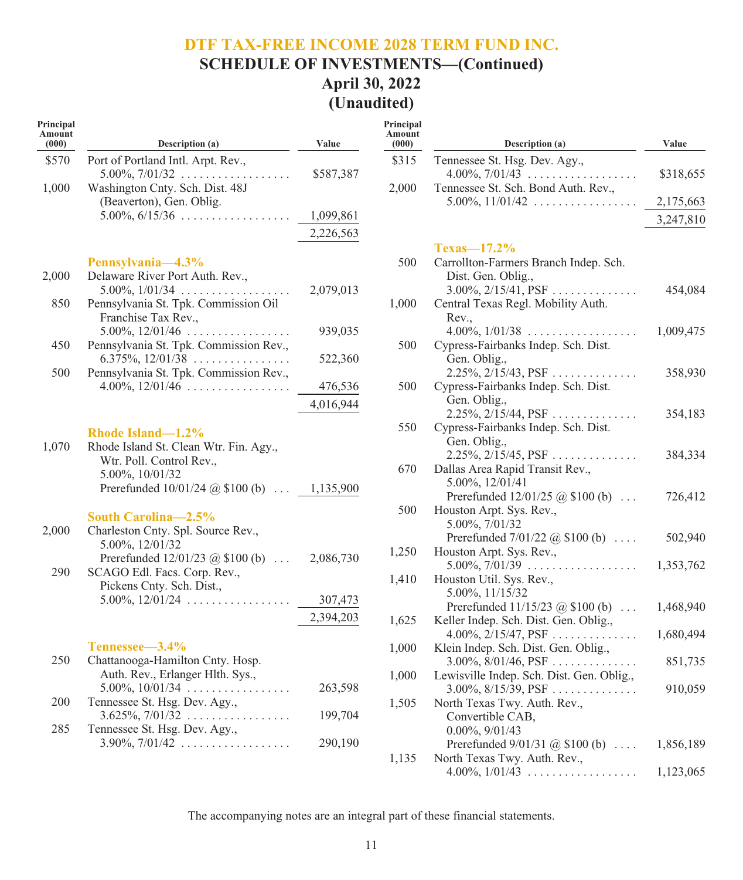# DTF TAX-FREE INCOME 2028 TERM FUND INC.
## SCHEDULE OF INVESTMENTS—(Continued)
## April 30, 2022
## (Unaudited)

| Principal Amount (000) | Description (a) | Value |
|---|---|---|
| $570 | Port of Portland Intl. Arpt. Rev., 5.00%, 7/01/32 | $587,387 |
| 1,000 | Washington Cnty. Sch. Dist. 48J (Beaverton), Gen. Oblig. 5.00%, 6/15/36 | 1,099,861 |
| | | 2,226,563 |
| | **Pennsylvania—4.3%** | |
| 2,000 | Delaware River Port Auth. Rev., 5.00%, 1/01/34 | 2,079,013 |
| 850 | Pennsylvania St. Tpk. Commission Oil Franchise Tax Rev., 5.00%, 12/01/46 | 939,035 |
| 450 | Pennsylvania St. Tpk. Commission Rev., 6.375%, 12/01/38 | 522,360 |
| 500 | Pennsylvania St. Tpk. Commission Rev., 4.00%, 12/01/46 | 476,536 |
| | | 4,016,944 |
| | **Rhode Island—1.2%** | |
| 1,070 | Rhode Island St. Clean Wtr. Fin. Agy., Wtr. Poll. Control Rev., 5.00%, 10/01/32 Prerefunded 10/01/24 @ $100 (b) | 1,135,900 |
| | **South Carolina—2.5%** | |
| 2,000 | Charleston Cnty. Spl. Source Rev., 5.00%, 12/01/32 Prerefunded 12/01/23 @ $100 (b) | 2,086,730 |
| 290 | SCAGO Edl. Facs. Corp. Rev., Pickens Cnty. Sch. Dist., 5.00%, 12/01/24 | 307,473 |
| | | 2,394,203 |
| | **Tennessee—3.4%** | |
| 250 | Chattanooga-Hamilton Cnty. Hosp. Auth. Rev., Erlanger Hlth. Sys., 5.00%, 10/01/34 | 263,598 |
| 200 | Tennessee St. Hsg. Dev. Agy., 3.625%, 7/01/32 | 199,704 |
| 285 | Tennessee St. Hsg. Dev. Agy., 3.90%, 7/01/42 | 290,190 |
| $315 | Tennessee St. Hsg. Dev. Agy., 4.00%, 7/01/43 | $318,655 |
| 2,000 | Tennessee St. Sch. Bond Auth. Rev., 5.00%, 11/01/42 | 2,175,663 |
| | | 3,247,810 |
| | **Texas—17.2%** | |
| 500 | Carrollton-Farmers Branch Indep. Sch. Dist. Gen. Oblig., 3.00%, 2/15/41, PSF | 454,084 |
| 1,000 | Central Texas Regl. Mobility Auth. Rev., 4.00%, 1/01/38 | 1,009,475 |
| 500 | Cypress-Fairbanks Indep. Sch. Dist. Gen. Oblig., 2.25%, 2/15/43, PSF | 358,930 |
| 500 | Cypress-Fairbanks Indep. Sch. Dist. Gen. Oblig., 2.25%, 2/15/44, PSF | 354,183 |
| 550 | Cypress-Fairbanks Indep. Sch. Dist. Gen. Oblig., 2.25%, 2/15/45, PSF | 384,334 |
| 670 | Dallas Area Rapid Transit Rev., 5.00%, 12/01/41 Prerefunded 12/01/25 @ $100 (b) | 726,412 |
| 500 | Houston Arpt. Sys. Rev., 5.00%, 7/01/32 Prerefunded 7/01/22 @ $100 (b) | 502,940 |
| 1,250 | Houston Arpt. Sys. Rev., 5.00%, 7/01/39 | 1,353,762 |
| 1,410 | Houston Util. Sys. Rev., 5.00%, 11/15/32 Prerefunded 11/15/23 @ $100 (b) | 1,468,940 |
| 1,625 | Keller Indep. Sch. Dist. Gen. Oblig., 4.00%, 2/15/47, PSF | 1,680,494 |
| 1,000 | Klein Indep. Sch. Dist. Gen. Oblig., 3.00%, 8/01/46, PSF | 851,735 |
| 1,000 | Lewisville Indep. Sch. Dist. Gen. Oblig., 3.00%, 8/15/39, PSF | 910,059 |
| 1,505 | North Texas Twy. Auth. Rev., Convertible CAB, 0.00%, 9/01/43 Prerefunded 9/01/31 @ $100 (b) | 1,856,189 |
| 1,135 | North Texas Twy. Auth. Rev., 4.00%, 1/01/43 | 1,123,065 |

The accompanying notes are an integral part of these financial statements.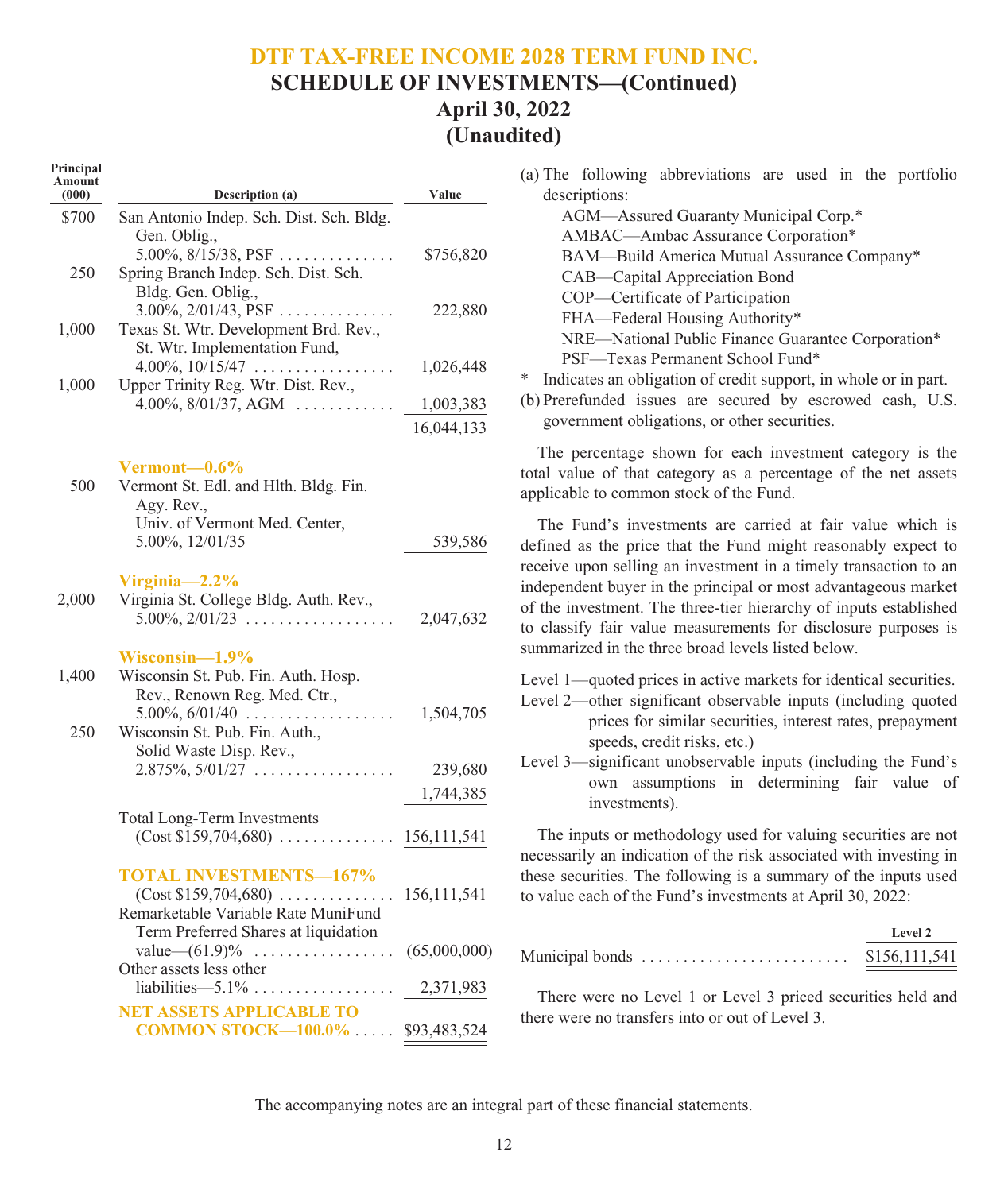# DTF TAX-FREE INCOME 2028 TERM FUND INC.
## SCHEDULE OF INVESTMENTS—(Continued)
## April 30, 2022
## (Unaudited)

| Principal Amount (000) | Description (a) | Value |
|---|---|---|
| $700 | San Antonio Indep. Sch. Dist. Sch. Bldg. Gen. Oblig., 5.00%, 8/15/38, PSF | $756,820 |
| 250 | Spring Branch Indep. Sch. Dist. Sch. Bldg. Gen. Oblig., 3.00%, 2/01/43, PSF | 222,880 |
| 1,000 | Texas St. Wtr. Development Brd. Rev., St. Wtr. Implementation Fund, 4.00%, 10/15/47 | 1,026,448 |
| 1,000 | Upper Trinity Reg. Wtr. Dist. Rev., 4.00%, 8/01/37, AGM | 1,003,383 |
| | | 16,044,133 |
| | **Vermont—0.6%** | |
| 500 | Vermont St. Edl. and Hlth. Bldg. Fin. Agy. Rev., Univ. of Vermont Med. Center, 5.00%, 12/01/35 | 539,586 |
| | **Virginia—2.2%** | |
| 2,000 | Virginia St. College Bldg. Auth. Rev., 5.00%, 2/01/23 | 2,047,632 |
| | **Wisconsin—1.9%** | |
| 1,400 | Wisconsin St. Pub. Fin. Auth. Hosp. Rev., Renown Reg. Med. Ctr., 5.00%, 6/01/40 | 1,504,705 |
| 250 | Wisconsin St. Pub. Fin. Auth., Solid Waste Disp. Rev., 2.875%, 5/01/27 | 239,680 |
| | | 1,744,385 |
| | Total Long-Term Investments (Cost $159,704,680) | 156,111,541 |
| | **TOTAL INVESTMENTS—167%** (Cost $159,704,680) | 156,111,541 |
| | Remarketable Variable Rate MuniFund Term Preferred Shares at liquidation value—(61.9)% | (65,000,000) |
| | Other assets less other liabilities—5.1% | 2,371,983 |
| | **NET ASSETS APPLICABLE TO COMMON STOCK—100.0%** | $93,483,524 |

(a) The following abbreviations are used in the portfolio descriptions:

- AGM—Assured Guaranty Municipal Corp.*
- AMBAC—Ambac Assurance Corporation*
- BAM—Build America Mutual Assurance Company*
- CAB—Capital Appreciation Bond
- COP—Certificate of Participation
- FHA—Federal Housing Authority*
- NRE—National Public Finance Guarantee Corporation*
- PSF—Texas Permanent School Fund*

\* Indicates an obligation of credit support, in whole or in part.

(b) Prerefunded issues are secured by escrowed cash, U.S. government obligations, or other securities.

The percentage shown for each investment category is the total value of that category as a percentage of the net assets applicable to common stock of the Fund.

The Fund's investments are carried at fair value which is defined as the price that the Fund might reasonably expect to receive upon selling an investment in a timely transaction to an independent buyer in the principal or most advantageous market of the investment. The three-tier hierarchy of inputs established to classify fair value measurements for disclosure purposes is summarized in the three broad levels listed below.

Level 1—quoted prices in active markets for identical securities.

Level 2—other significant observable inputs (including quoted prices for similar securities, interest rates, prepayment speeds, credit risks, etc.)

Level 3—significant unobservable inputs (including the Fund's own assumptions in determining fair value of investments).

The inputs or methodology used for valuing securities are not necessarily an indication of the risk associated with investing in these securities. The following is a summary of the inputs used to value each of the Fund's investments at April 30, 2022:

| | Level 2 |
|---|---|
| Municipal bonds | $156,111,541 |

There were no Level 1 or Level 3 priced securities held and there were no transfers into or out of Level 3.

The accompanying notes are an integral part of these financial statements.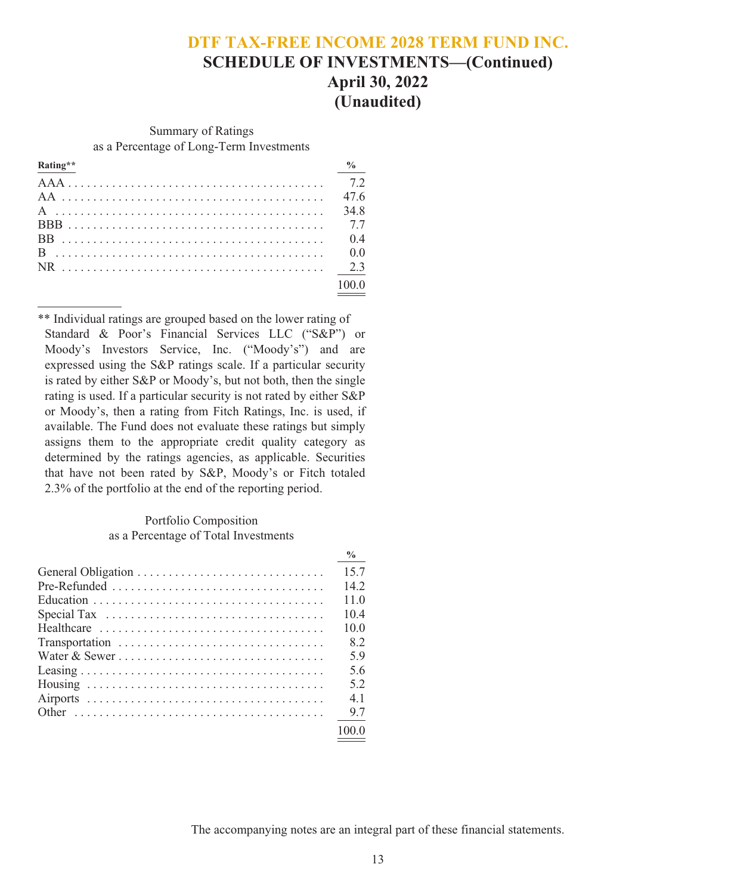# DTF TAX-FREE INCOME 2028 TERM FUND INC.

## SCHEDULE OF INVESTMENTS—(Continued)
## April 30, 2022
## (Unaudited)

Summary of Ratings
as a Percentage of Long-Term Investments

| Rating** | % |
|---|---|
| AAA | 7.2 |
| AA | 47.6 |
| A | 34.8 |
| BBB | 7.7 |
| BB | 0.4 |
| B | 0.0 |
| NR | 2.3 |
| | 100.0 |

** Individual ratings are grouped based on the lower rating of Standard & Poor's Financial Services LLC ("S&P") or Moody's Investors Service, Inc. ("Moody's") and are expressed using the S&P ratings scale. If a particular security is rated by either S&P or Moody's, but not both, then the single rating is used. If a particular security is not rated by either S&P or Moody's, then a rating from Fitch Ratings, Inc. is used, if available. The Fund does not evaluate these ratings but simply assigns them to the appropriate credit quality category as determined by the ratings agencies, as applicable. Securities that have not been rated by S&P, Moody's or Fitch totaled 2.3% of the portfolio at the end of the reporting period.

Portfolio Composition
as a Percentage of Total Investments

| | % |
|---|---|
| General Obligation | 15.7 |
| Pre-Refunded | 14.2 |
| Education | 11.0 |
| Special Tax | 10.4 |
| Healthcare | 10.0 |
| Transportation | 8.2 |
| Water & Sewer | 5.9 |
| Leasing | 5.6 |
| Housing | 5.2 |
| Airports | 4.1 |
| Other | 9.7 |
| | 100.0 |

The accompanying notes are an integral part of these financial statements.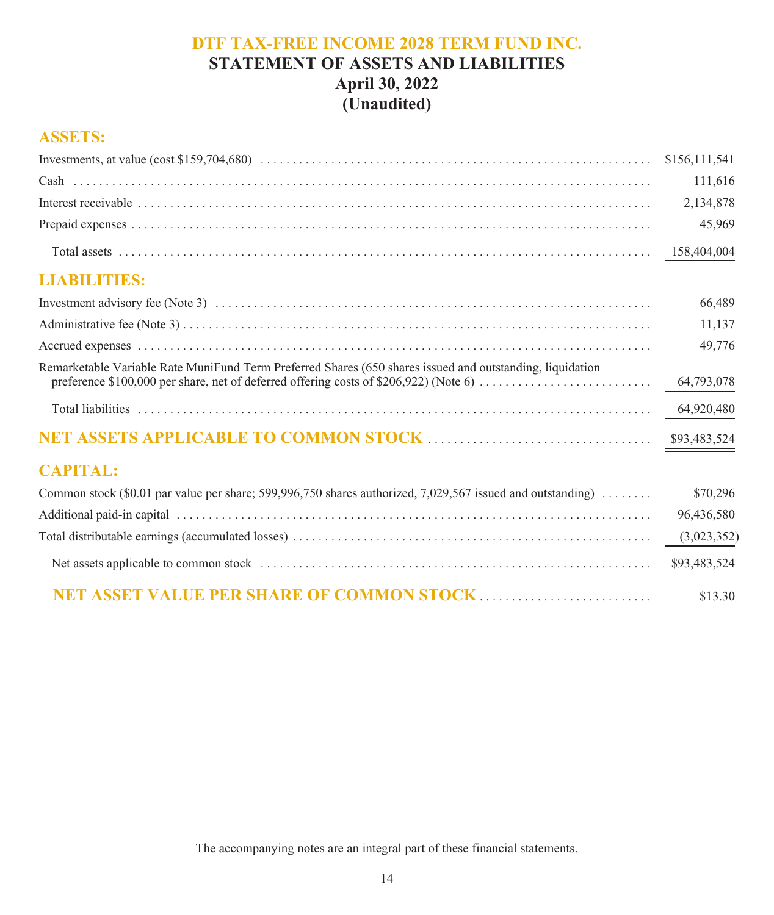# DTF TAX-FREE INCOME 2028 TERM FUND INC.

## STATEMENT OF ASSETS AND LIABILITIES

### April 30, 2022

### (Unaudited)

**ASSETS:**

| | |
|---|---|
| Investments, at value (cost $159,704,680) | $156,111,541 |
| Cash | 111,616 |
| Interest receivable | 2,134,878 |
| Prepaid expenses | 45,969 |
| Total assets | 158,404,004 |

**LIABILITIES:**

| | |
|---|---|
| Investment advisory fee (Note 3) | 66,489 |
| Administrative fee (Note 3) | 11,137 |
| Accrued expenses | 49,776 |
| Remarketable Variable Rate MuniFund Term Preferred Shares (650 shares issued and outstanding, liquidation preference $100,000 per share, net of deferred offering costs of $206,922) (Note 6) | 64,793,078 |
| Total liabilities | 64,920,480 |
| **NET ASSETS APPLICABLE TO COMMON STOCK** | $93,483,524 |

**CAPITAL:**

| | |
|---|---|
| Common stock ($0.01 par value per share; 599,996,750 shares authorized, 7,029,567 issued and outstanding) | $70,296 |
| Additional paid-in capital | 96,436,580 |
| Total distributable earnings (accumulated losses) | (3,023,352) |
| Net assets applicable to common stock | $93,483,524 |
| **NET ASSET VALUE PER SHARE OF COMMON STOCK** | $13.30 |

The accompanying notes are an integral part of these financial statements.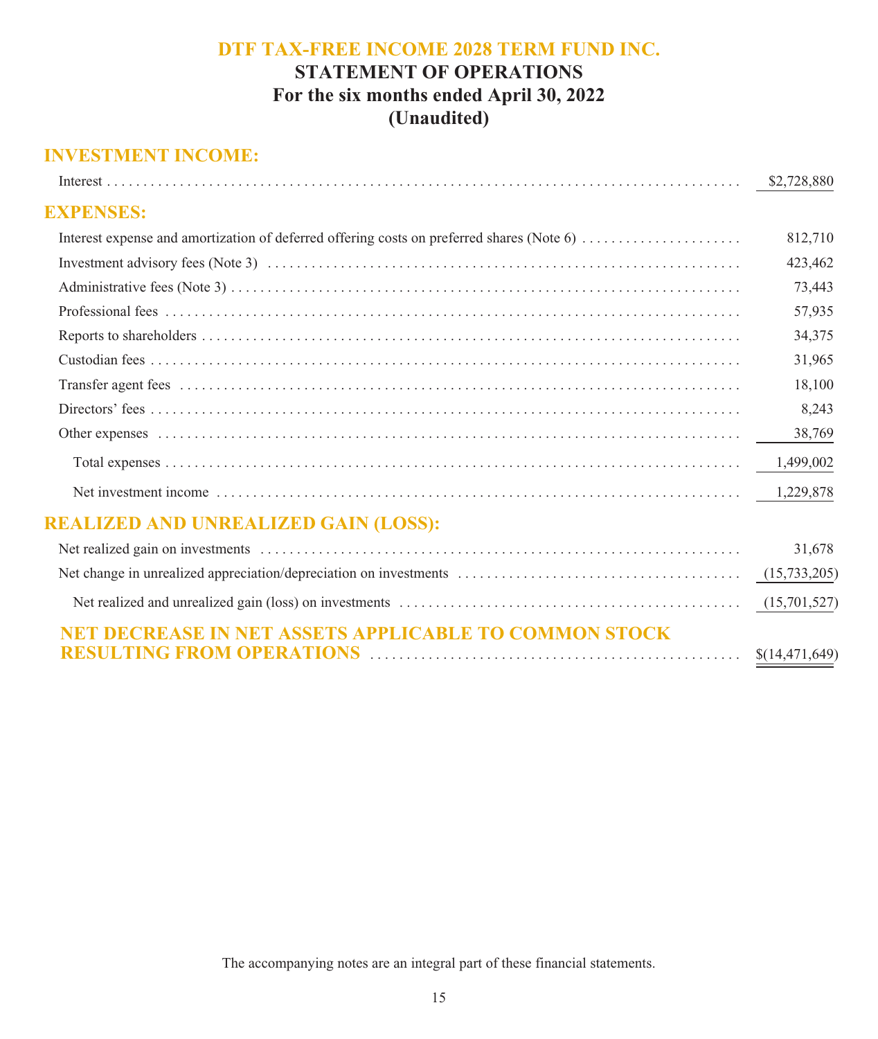# DTF TAX-FREE INCOME 2028 TERM FUND INC.

## STATEMENT OF OPERATIONS

### For the six months ended April 30, 2022

### (Unaudited)

| | |
|---|---|
| **INVESTMENT INCOME:** | |
| Interest | $2,728,880 |
| **EXPENSES:** | |
| Interest expense and amortization of deferred offering costs on preferred shares (Note 6) | 812,710 |
| Investment advisory fees (Note 3) | 423,462 |
| Administrative fees (Note 3) | 73,443 |
| Professional fees | 57,935 |
| Reports to shareholders | 34,375 |
| Custodian fees | 31,965 |
| Transfer agent fees | 18,100 |
| Directors' fees | 8,243 |
| Other expenses | 38,769 |
| Total expenses | 1,499,002 |
| Net investment income | 1,229,878 |
| **REALIZED AND UNREALIZED GAIN (LOSS):** | |
| Net realized gain on investments | 31,678 |
| Net change in unrealized appreciation/depreciation on investments | (15,733,205) |
| Net realized and unrealized gain (loss) on investments | (15,701,527) |
| **NET DECREASE IN NET ASSETS APPLICABLE TO COMMON STOCK RESULTING FROM OPERATIONS** | $(14,471,649) |

The accompanying notes are an integral part of these financial statements.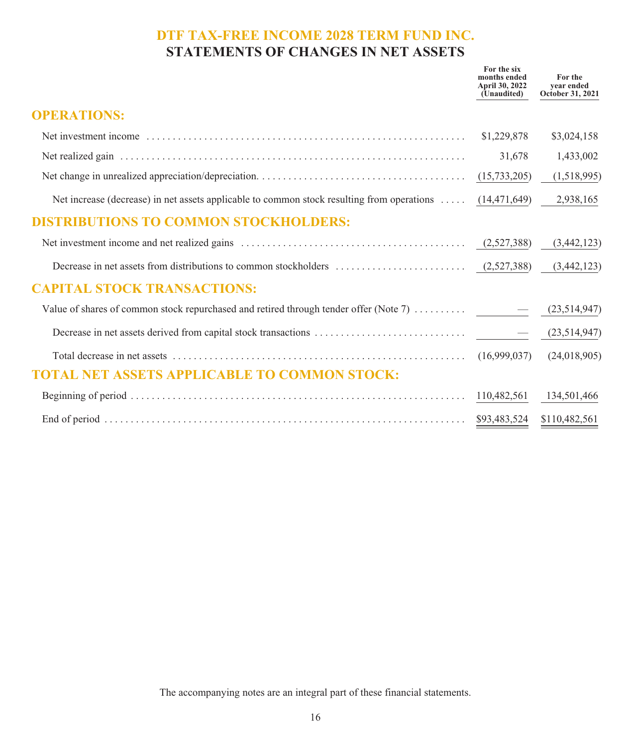# DTF TAX-FREE INCOME 2028 TERM FUND INC.

## STATEMENTS OF CHANGES IN NET ASSETS

| | For the six months ended April 30, 2022 (Unaudited) | For the year ended October 31, 2021 |
|---|---|---|
| **OPERATIONS:** | | |
| Net investment income | $1,229,878 | $3,024,158 |
| Net realized gain | 31,678 | 1,433,002 |
| Net change in unrealized appreciation/depreciation. | (15,733,205) | (1,518,995) |
| Net increase (decrease) in net assets applicable to common stock resulting from operations | (14,471,649) | 2,938,165 |
| **DISTRIBUTIONS TO COMMON STOCKHOLDERS:** | | |
| Net investment income and net realized gains | (2,527,388) | (3,442,123) |
| Decrease in net assets from distributions to common stockholders | (2,527,388) | (3,442,123) |
| **CAPITAL STOCK TRANSACTIONS:** | | |
| Value of shares of common stock repurchased and retired through tender offer (Note 7) | — | (23,514,947) |
| Decrease in net assets derived from capital stock transactions | — | (23,514,947) |
| Total decrease in net assets | (16,999,037) | (24,018,905) |
| **TOTAL NET ASSETS APPLICABLE TO COMMON STOCK:** | | |
| Beginning of period | 110,482,561 | 134,501,466 |
| End of period | $93,483,524 | $110,482,561 |

The accompanying notes are an integral part of these financial statements.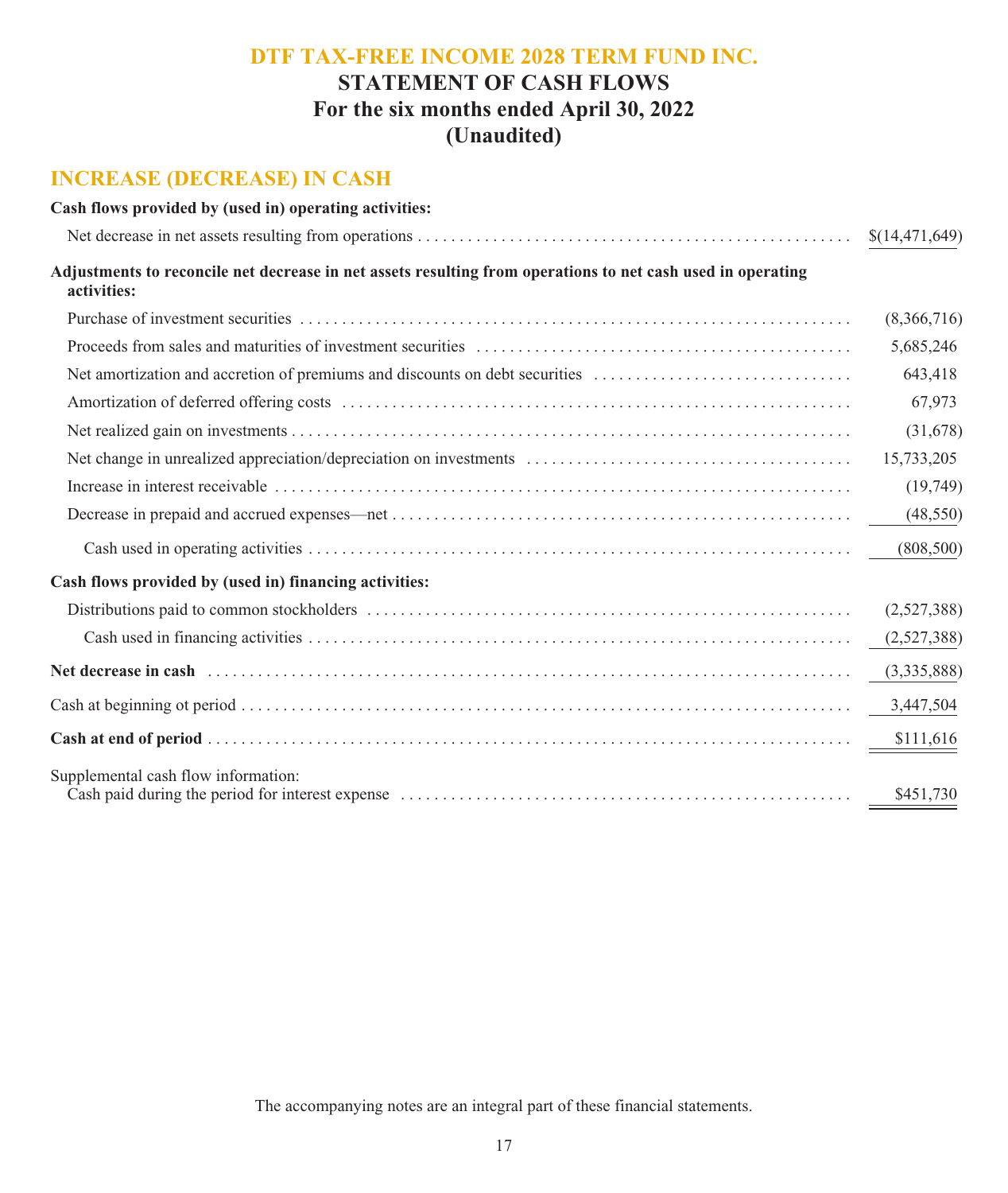# DTF TAX-FREE INCOME 2028 TERM FUND INC.

## STATEMENT OF CASH FLOWS

### For the six months ended April 30, 2022

### (Unaudited)

## INCREASE (DECREASE) IN CASH

| | |
|---|---|
| **Cash flows provided by (used in) operating activities:** | |
| Net decrease in net assets resulting from operations | $(14,471,649) |
| **Adjustments to reconcile net decrease in net assets resulting from operations to net cash used in operating activities:** | |
| Purchase of investment securities | (8,366,716) |
| Proceeds from sales and maturities of investment securities | 5,685,246 |
| Net amortization and accretion of premiums and discounts on debt securities | 643,418 |
| Amortization of deferred offering costs | 67,973 |
| Net realized gain on investments | (31,678) |
| Net change in unrealized appreciation/depreciation on investments | 15,733,205 |
| Increase in interest receivable | (19,749) |
| Decrease in prepaid and accrued expenses—net | (48,550) |
| Cash used in operating activities | (808,500) |
| **Cash flows provided by (used in) financing activities:** | |
| Distributions paid to common stockholders | (2,527,388) |
| Cash used in financing activities | (2,527,388) |
| **Net decrease in cash** | (3,335,888) |
| Cash at beginning ot period | 3,447,504 |
| **Cash at end of period** | $111,616 |
| Supplemental cash flow information: | |
| Cash paid during the period for interest expense | $451,730 |

The accompanying notes are an integral part of these financial statements.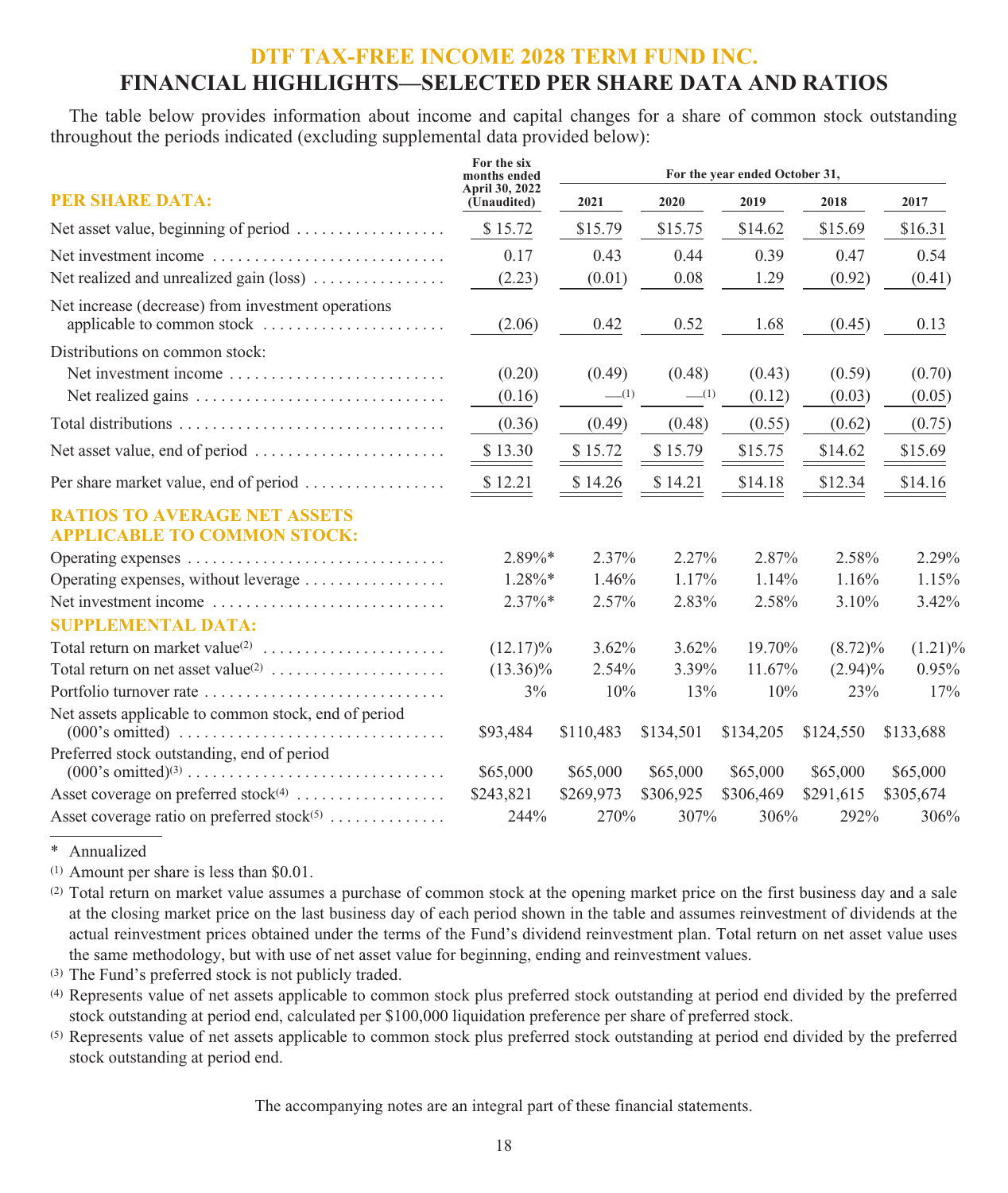# DTF TAX-FREE INCOME 2028 TERM FUND INC.

## FINANCIAL HIGHLIGHTS—SELECTED PER SHARE DATA AND RATIOS

The table below provides information about income and capital changes for a share of common stock outstanding throughout the periods indicated (excluding supplemental data provided below):

| | For the six months ended April 30, 2022 (Unaudited) | For the year ended October 31, | | | | |
|---|---|---|---|---|---|---|
| **PER SHARE DATA:** | | 2021 | 2020 | 2019 | 2018 | 2017 |
| Net asset value, beginning of period | $ 15.72 | $15.79 | $15.75 | $14.62 | $15.69 | $16.31 |
| Net investment income | 0.17 | 0.43 | 0.44 | 0.39 | 0.47 | 0.54 |
| Net realized and unrealized gain (loss) | (2.23) | (0.01) | 0.08 | 1.29 | (0.92) | (0.41) |
| Net increase (decrease) from investment operations applicable to common stock | (2.06) | 0.42 | 0.52 | 1.68 | (0.45) | 0.13 |
| Distributions on common stock: | | | | | | |
| Net investment income | (0.20) | (0.49) | (0.48) | (0.43) | (0.59) | (0.70) |
| Net realized gains | (0.16) | —[(1)] | —[(1)] | (0.12) | (0.03) | (0.05) |
| Total distributions | (0.36) | (0.49) | (0.48) | (0.55) | (0.62) | (0.75) |
| Net asset value, end of period | $ 13.30 | $ 15.72 | $ 15.79 | $15.75 | $14.62 | $15.69 |
| Per share market value, end of period | $ 12.21 | $ 14.26 | $ 14.21 | $14.18 | $12.34 | $14.16 |
| **RATIOS TO AVERAGE NET ASSETS APPLICABLE TO COMMON STOCK:** | | | | | | |
| Operating expenses | 2.89%* | 2.37% | 2.27% | 2.87% | 2.58% | 2.29% |
| Operating expenses, without leverage | 1.28%* | 1.46% | 1.17% | 1.14% | 1.16% | 1.15% |
| Net investment income | 2.37%* | 2.57% | 2.83% | 2.58% | 3.10% | 3.42% |
| **SUPPLEMENTAL DATA:** | | | | | | |
| Total return on market value[(2)] | (12.17)% | 3.62% | 3.62% | 19.70% | (8.72)% | (1.21)% |
| Total return on net asset value[(2)] | (13.36)% | 2.54% | 3.39% | 11.67% | (2.94)% | 0.95% |
| Portfolio turnover rate | 3% | 10% | 13% | 10% | 23% | 17% |
| Net assets applicable to common stock, end of period (000's omitted) | $93,484 | $110,483 | $134,501 | $134,205 | $124,550 | $133,688 |
| Preferred stock outstanding, end of period (000's omitted)[(3)] | $65,000 | $65,000 | $65,000 | $65,000 | $65,000 | $65,000 |
| Asset coverage on preferred stock[(4)] | $243,821 | $269,973 | $306,925 | $306,469 | $291,615 | $305,674 |
| Asset coverage ratio on preferred stock[(5)] | 244% | 270% | 307% | 306% | 292% | 306% |

\* Annualized

(1) Amount per share is less than $0.01.

(2) Total return on market value assumes a purchase of common stock at the opening market price on the first business day and a sale at the closing market price on the last business day of each period shown in the table and assumes reinvestment of dividends at the actual reinvestment prices obtained under the terms of the Fund's dividend reinvestment plan. Total return on net asset value uses the same methodology, but with use of net asset value for beginning, ending and reinvestment values.

(3) The Fund's preferred stock is not publicly traded.

(4) Represents value of net assets applicable to common stock plus preferred stock outstanding at period end divided by the preferred stock outstanding at period end, calculated per $100,000 liquidation preference per share of preferred stock.

(5) Represents value of net assets applicable to common stock plus preferred stock outstanding at period end divided by the preferred stock outstanding at period end.

The accompanying notes are an integral part of these financial statements.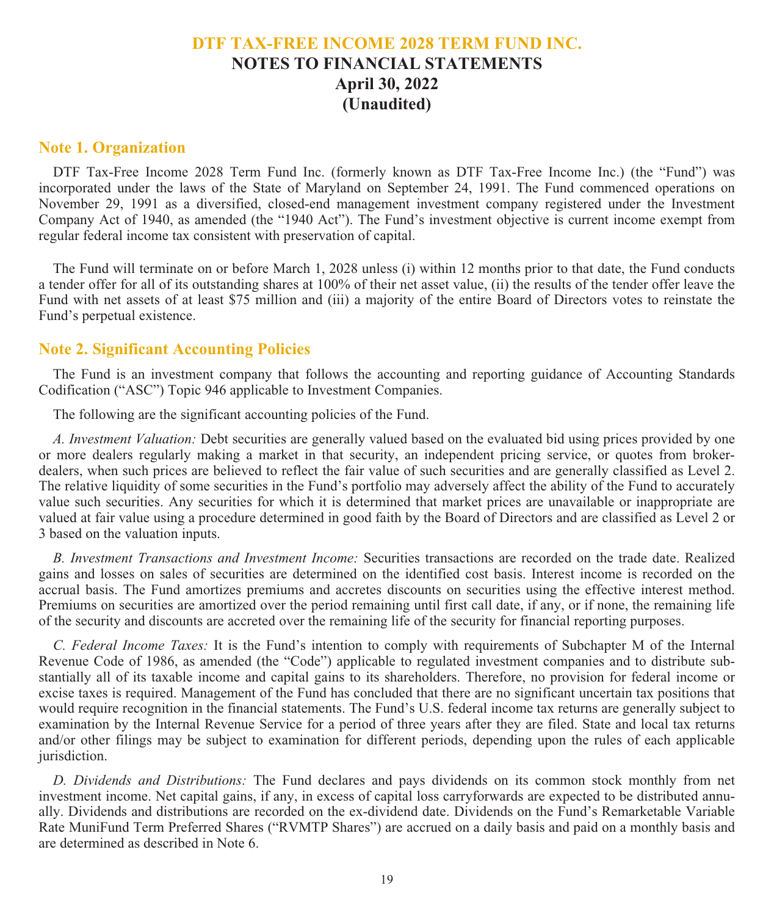# DTF TAX-FREE INCOME 2028 TERM FUND INC.
## NOTES TO FINANCIAL STATEMENTS
## April 30, 2022
## (Unaudited)

### Note 1. Organization

DTF Tax-Free Income 2028 Term Fund Inc. (formerly known as DTF Tax-Free Income Inc.) (the "Fund") was incorporated under the laws of the State of Maryland on September 24, 1991. The Fund commenced operations on November 29, 1991 as a diversified, closed-end management investment company registered under the Investment Company Act of 1940, as amended (the "1940 Act"). The Fund's investment objective is current income exempt from regular federal income tax consistent with preservation of capital.

The Fund will terminate on or before March 1, 2028 unless (i) within 12 months prior to that date, the Fund conducts a tender offer for all of its outstanding shares at 100% of their net asset value, (ii) the results of the tender offer leave the Fund with net assets of at least $75 million and (iii) a majority of the entire Board of Directors votes to reinstate the Fund's perpetual existence.

### Note 2. Significant Accounting Policies

The Fund is an investment company that follows the accounting and reporting guidance of Accounting Standards Codification ("ASC") Topic 946 applicable to Investment Companies.

The following are the significant accounting policies of the Fund.

*A. Investment Valuation:* Debt securities are generally valued based on the evaluated bid using prices provided by one or more dealers regularly making a market in that security, an independent pricing service, or quotes from broker-dealers, when such prices are believed to reflect the fair value of such securities and are generally classified as Level 2. The relative liquidity of some securities in the Fund's portfolio may adversely affect the ability of the Fund to accurately value such securities. Any securities for which it is determined that market prices are unavailable or inappropriate are valued at fair value using a procedure determined in good faith by the Board of Directors and are classified as Level 2 or 3 based on the valuation inputs.

*B. Investment Transactions and Investment Income:* Securities transactions are recorded on the trade date. Realized gains and losses on sales of securities are determined on the identified cost basis. Interest income is recorded on the accrual basis. The Fund amortizes premiums and accretes discounts on securities using the effective interest method. Premiums on securities are amortized over the period remaining until first call date, if any, or if none, the remaining life of the security and discounts are accreted over the remaining life of the security for financial reporting purposes.

*C. Federal Income Taxes:* It is the Fund's intention to comply with requirements of Subchapter M of the Internal Revenue Code of 1986, as amended (the "Code") applicable to regulated investment companies and to distribute substantially all of its taxable income and capital gains to its shareholders. Therefore, no provision for federal income or excise taxes is required. Management of the Fund has concluded that there are no significant uncertain tax positions that would require recognition in the financial statements. The Fund's U.S. federal income tax returns are generally subject to examination by the Internal Revenue Service for a period of three years after they are filed. State and local tax returns and/or other filings may be subject to examination for different periods, depending upon the rules of each applicable jurisdiction.

*D. Dividends and Distributions:* The Fund declares and pays dividends on its common stock monthly from net investment income. Net capital gains, if any, in excess of capital loss carryforwards are expected to be distributed annually. Dividends and distributions are recorded on the ex-dividend date. Dividends on the Fund's Remarketable Variable Rate MuniFund Term Preferred Shares ("RVMTP Shares") are accrued on a daily basis and paid on a monthly basis and are determined as described in Note 6.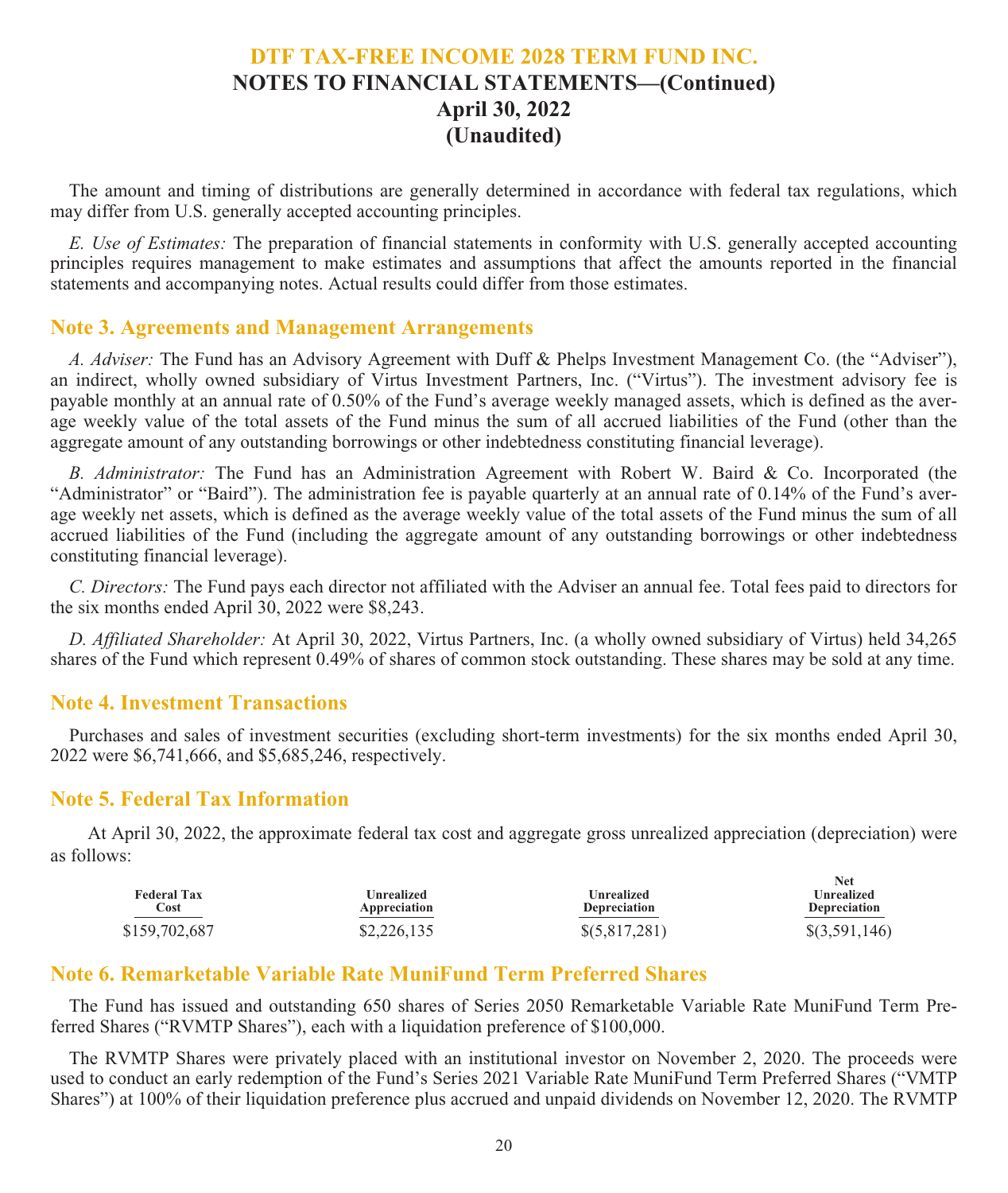# DTF TAX-FREE INCOME 2028 TERM FUND INC.
## NOTES TO FINANCIAL STATEMENTS—(Continued)
## April 30, 2022
## (Unaudited)

The amount and timing of distributions are generally determined in accordance with federal tax regulations, which may differ from U.S. generally accepted accounting principles.

*E. Use of Estimates:* The preparation of financial statements in conformity with U.S. generally accepted accounting principles requires management to make estimates and assumptions that affect the amounts reported in the financial statements and accompanying notes. Actual results could differ from those estimates.

## Note 3. Agreements and Management Arrangements

*A. Adviser:* The Fund has an Advisory Agreement with Duff & Phelps Investment Management Co. (the "Adviser"), an indirect, wholly owned subsidiary of Virtus Investment Partners, Inc. ("Virtus"). The investment advisory fee is payable monthly at an annual rate of 0.50% of the Fund's average weekly managed assets, which is defined as the average weekly value of the total assets of the Fund minus the sum of all accrued liabilities of the Fund (other than the aggregate amount of any outstanding borrowings or other indebtedness constituting financial leverage).

*B. Administrator:* The Fund has an Administration Agreement with Robert W. Baird & Co. Incorporated (the "Administrator" or "Baird"). The administration fee is payable quarterly at an annual rate of 0.14% of the Fund's average weekly net assets, which is defined as the average weekly value of the total assets of the Fund minus the sum of all accrued liabilities of the Fund (including the aggregate amount of any outstanding borrowings or other indebtedness constituting financial leverage).

*C. Directors:* The Fund pays each director not affiliated with the Adviser an annual fee. Total fees paid to directors for the six months ended April 30, 2022 were $8,243.

*D. Affiliated Shareholder:* At April 30, 2022, Virtus Partners, Inc. (a wholly owned subsidiary of Virtus) held 34,265 shares of the Fund which represent 0.49% of shares of common stock outstanding. These shares may be sold at any time.

## Note 4. Investment Transactions

Purchases and sales of investment securities (excluding short-term investments) for the six months ended April 30, 2022 were $6,741,666, and $5,685,246, respectively.

## Note 5. Federal Tax Information

At April 30, 2022, the approximate federal tax cost and aggregate gross unrealized appreciation (depreciation) were as follows:

| Federal Tax Cost | Unrealized Appreciation | Unrealized Depreciation | Net Unrealized Depreciation |
|---|---|---|---|
| $159,702,687 | $2,226,135 | $(5,817,281) | $(3,591,146) |

## Note 6. Remarketable Variable Rate MuniFund Term Preferred Shares

The Fund has issued and outstanding 650 shares of Series 2050 Remarketable Variable Rate MuniFund Term Preferred Shares ("RVMTP Shares"), each with a liquidation preference of $100,000.

The RVMTP Shares were privately placed with an institutional investor on November 2, 2020. The proceeds were used to conduct an early redemption of the Fund's Series 2021 Variable Rate MuniFund Term Preferred Shares ("VMTP Shares") at 100% of their liquidation preference plus accrued and unpaid dividends on November 12, 2020. The RVMTP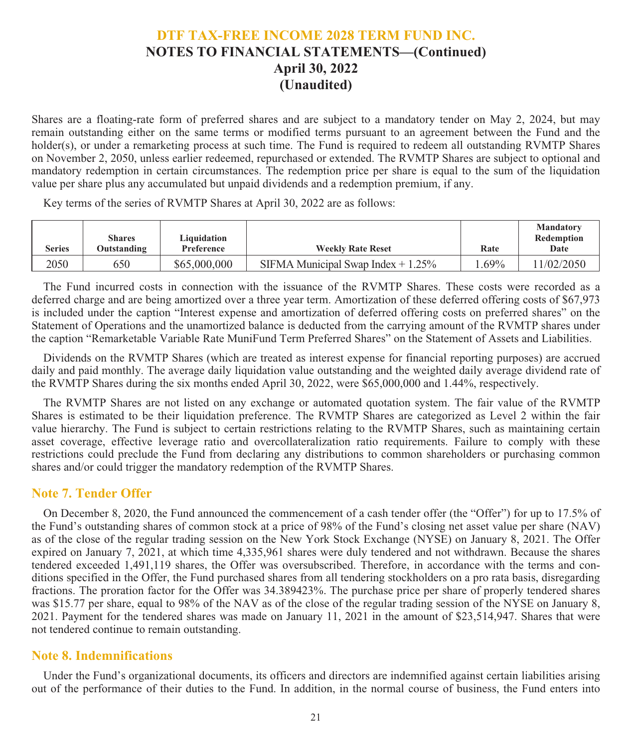Shares are a floating-rate form of preferred shares and are subject to a mandatory tender on May 2, 2024, but may remain outstanding either on the same terms or modified terms pursuant to an agreement between the Fund and the holder(s), or under a remarketing process at such time. The Fund is required to redeem all outstanding RVMTP Shares on November 2, 2050, unless earlier redeemed, repurchased or extended. The RVMTP Shares are subject to optional and mandatory redemption in certain circumstances. The redemption price per share is equal to the sum of the liquidation value per share plus any accumulated but unpaid dividends and a redemption premium, if any.

Key terms of the series of RVMTP Shares at April 30, 2022 are as follows:

| Series | Shares Outstanding | Liquidation Preference | Weekly Rate Reset | Rate | Mandatory Redemption Date |
|---|---|---|---|---|---|
| 2050 | 650 | $65,000,000 | SIFMA Municipal Swap Index + 1.25% | 1.69% | 11/02/2050 |

The Fund incurred costs in connection with the issuance of the RVMTP Shares. These costs were recorded as a deferred charge and are being amortized over a three year term. Amortization of these deferred offering costs of $67,973 is included under the caption "Interest expense and amortization of deferred offering costs on preferred shares" on the Statement of Operations and the unamortized balance is deducted from the carrying amount of the RVMTP shares under the caption "Remarketable Variable Rate MuniFund Term Preferred Shares" on the Statement of Assets and Liabilities.

Dividends on the RVMTP Shares (which are treated as interest expense for financial reporting purposes) are accrued daily and paid monthly. The average daily liquidation value outstanding and the weighted daily average dividend rate of the RVMTP Shares during the six months ended April 30, 2022, were $65,000,000 and 1.44%, respectively.

The RVMTP Shares are not listed on any exchange or automated quotation system. The fair value of the RVMTP Shares is estimated to be their liquidation preference. The RVMTP Shares are categorized as Level 2 within the fair value hierarchy. The Fund is subject to certain restrictions relating to the RVMTP Shares, such as maintaining certain asset coverage, effective leverage ratio and overcollateralization ratio requirements. Failure to comply with these restrictions could preclude the Fund from declaring any distributions to common shareholders or purchasing common shares and/or could trigger the mandatory redemption of the RVMTP Shares.

## Note 7. Tender Offer

On December 8, 2020, the Fund announced the commencement of a cash tender offer (the "Offer") for up to 17.5% of the Fund's outstanding shares of common stock at a price of 98% of the Fund's closing net asset value per share (NAV) as of the close of the regular trading session on the New York Stock Exchange (NYSE) on January 8, 2021. The Offer expired on January 7, 2021, at which time 4,335,961 shares were duly tendered and not withdrawn. Because the shares tendered exceeded 1,491,119 shares, the Offer was oversubscribed. Therefore, in accordance with the terms and conditions specified in the Offer, the Fund purchased shares from all tendering stockholders on a pro rata basis, disregarding fractions. The proration factor for the Offer was 34.389423%. The purchase price per share of properly tendered shares was $15.77 per share, equal to 98% of the NAV as of the close of the regular trading session of the NYSE on January 8, 2021. Payment for the tendered shares was made on January 11, 2021 in the amount of $23,514,947. Shares that were not tendered continue to remain outstanding.

## Note 8. Indemnifications

Under the Fund's organizational documents, its officers and directors are indemnified against certain liabilities arising out of the performance of their duties to the Fund. In addition, in the normal course of business, the Fund enters into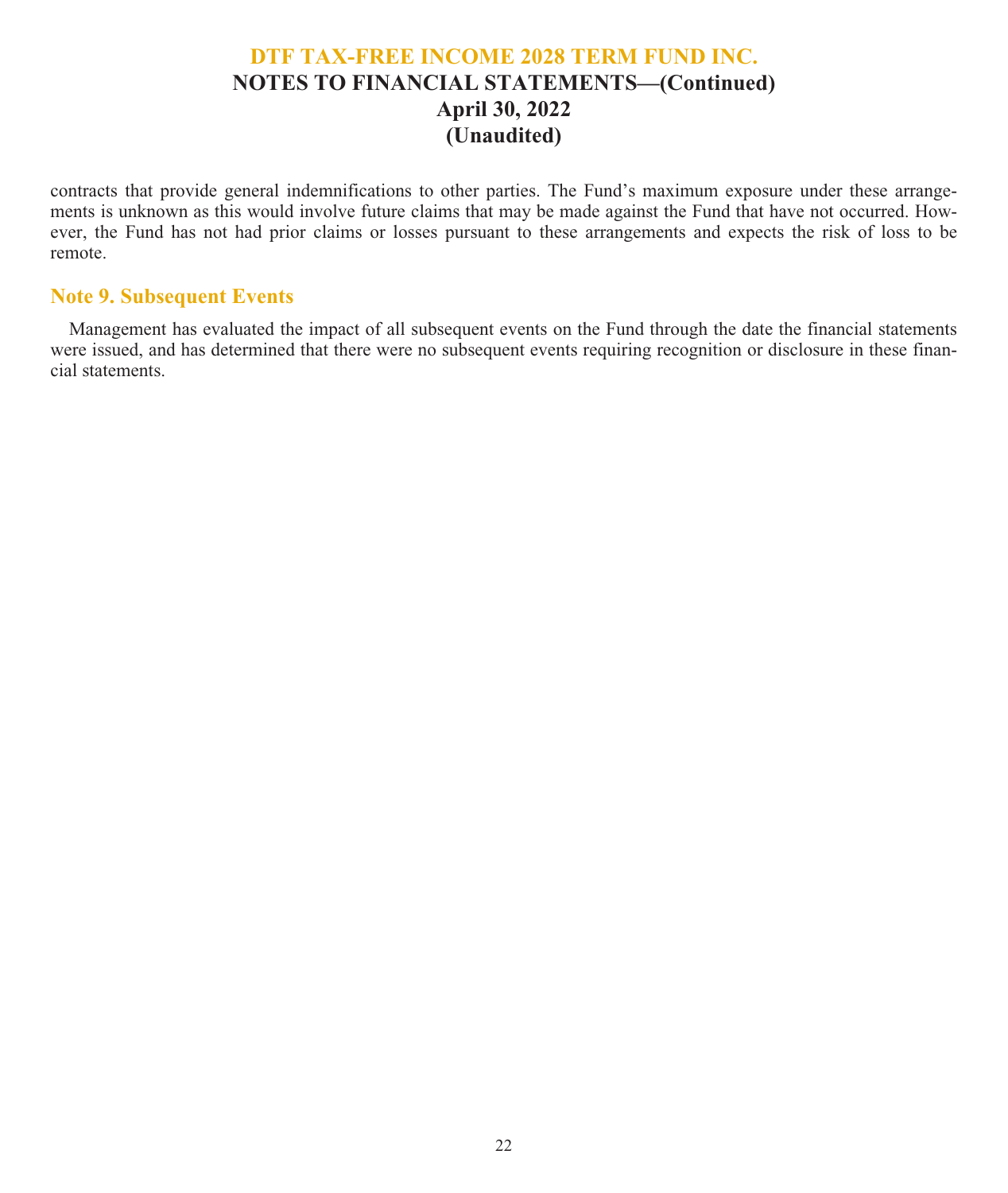contracts that provide general indemnifications to other parties. The Fund's maximum exposure under these arrangements is unknown as this would involve future claims that may be made against the Fund that have not occurred. However, the Fund has not had prior claims or losses pursuant to these arrangements and expects the risk of loss to be remote.

## Note 9. Subsequent Events

Management has evaluated the impact of all subsequent events on the Fund through the date the financial statements were issued, and has determined that there were no subsequent events requiring recognition or disclosure in these financial statements.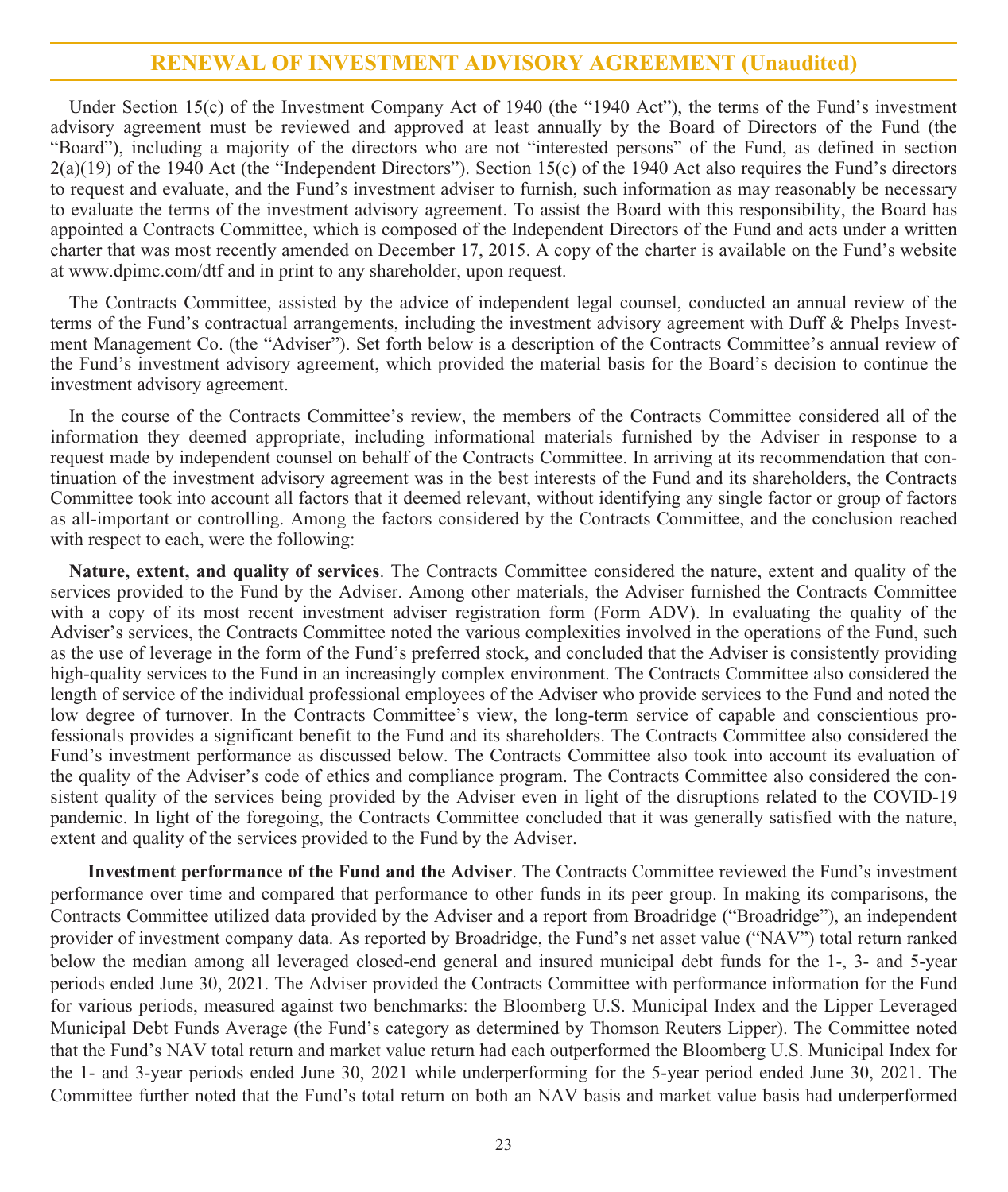## RENEWAL OF INVESTMENT ADVISORY AGREEMENT (Unaudited)

Under Section 15(c) of the Investment Company Act of 1940 (the "1940 Act"), the terms of the Fund's investment advisory agreement must be reviewed and approved at least annually by the Board of Directors of the Fund (the "Board"), including a majority of the directors who are not "interested persons" of the Fund, as defined in section 2(a)(19) of the 1940 Act (the "Independent Directors"). Section 15(c) of the 1940 Act also requires the Fund's directors to request and evaluate, and the Fund's investment adviser to furnish, such information as may reasonably be necessary to evaluate the terms of the investment advisory agreement. To assist the Board with this responsibility, the Board has appointed a Contracts Committee, which is composed of the Independent Directors of the Fund and acts under a written charter that was most recently amended on December 17, 2015. A copy of the charter is available on the Fund's website at www.dpimc.com/dtf and in print to any shareholder, upon request.

The Contracts Committee, assisted by the advice of independent legal counsel, conducted an annual review of the terms of the Fund's contractual arrangements, including the investment advisory agreement with Duff & Phelps Investment Management Co. (the "Adviser"). Set forth below is a description of the Contracts Committee's annual review of the Fund's investment advisory agreement, which provided the material basis for the Board's decision to continue the investment advisory agreement.

In the course of the Contracts Committee's review, the members of the Contracts Committee considered all of the information they deemed appropriate, including informational materials furnished by the Adviser in response to a request made by independent counsel on behalf of the Contracts Committee. In arriving at its recommendation that continuation of the investment advisory agreement was in the best interests of the Fund and its shareholders, the Contracts Committee took into account all factors that it deemed relevant, without identifying any single factor or group of factors as all-important or controlling. Among the factors considered by the Contracts Committee, and the conclusion reached with respect to each, were the following:

**Nature, extent, and quality of services**. The Contracts Committee considered the nature, extent and quality of the services provided to the Fund by the Adviser. Among other materials, the Adviser furnished the Contracts Committee with a copy of its most recent investment adviser registration form (Form ADV). In evaluating the quality of the Adviser's services, the Contracts Committee noted the various complexities involved in the operations of the Fund, such as the use of leverage in the form of the Fund's preferred stock, and concluded that the Adviser is consistently providing high-quality services to the Fund in an increasingly complex environment. The Contracts Committee also considered the length of service of the individual professional employees of the Adviser who provide services to the Fund and noted the low degree of turnover. In the Contracts Committee's view, the long-term service of capable and conscientious professionals provides a significant benefit to the Fund and its shareholders. The Contracts Committee also considered the Fund's investment performance as discussed below. The Contracts Committee also took into account its evaluation of the quality of the Adviser's code of ethics and compliance program. The Contracts Committee also considered the consistent quality of the services being provided by the Adviser even in light of the disruptions related to the COVID-19 pandemic. In light of the foregoing, the Contracts Committee concluded that it was generally satisfied with the nature, extent and quality of the services provided to the Fund by the Adviser.

**Investment performance of the Fund and the Adviser**. The Contracts Committee reviewed the Fund's investment performance over time and compared that performance to other funds in its peer group. In making its comparisons, the Contracts Committee utilized data provided by the Adviser and a report from Broadridge ("Broadridge"), an independent provider of investment company data. As reported by Broadridge, the Fund's net asset value ("NAV") total return ranked below the median among all leveraged closed-end general and insured municipal debt funds for the 1-, 3- and 5-year periods ended June 30, 2021. The Adviser provided the Contracts Committee with performance information for the Fund for various periods, measured against two benchmarks: the Bloomberg U.S. Municipal Index and the Lipper Leveraged Municipal Debt Funds Average (the Fund's category as determined by Thomson Reuters Lipper). The Committee noted that the Fund's NAV total return and market value return had each outperformed the Bloomberg U.S. Municipal Index for the 1- and 3-year periods ended June 30, 2021 while underperforming for the 5-year period ended June 30, 2021. The Committee further noted that the Fund's total return on both an NAV basis and market value basis had underperformed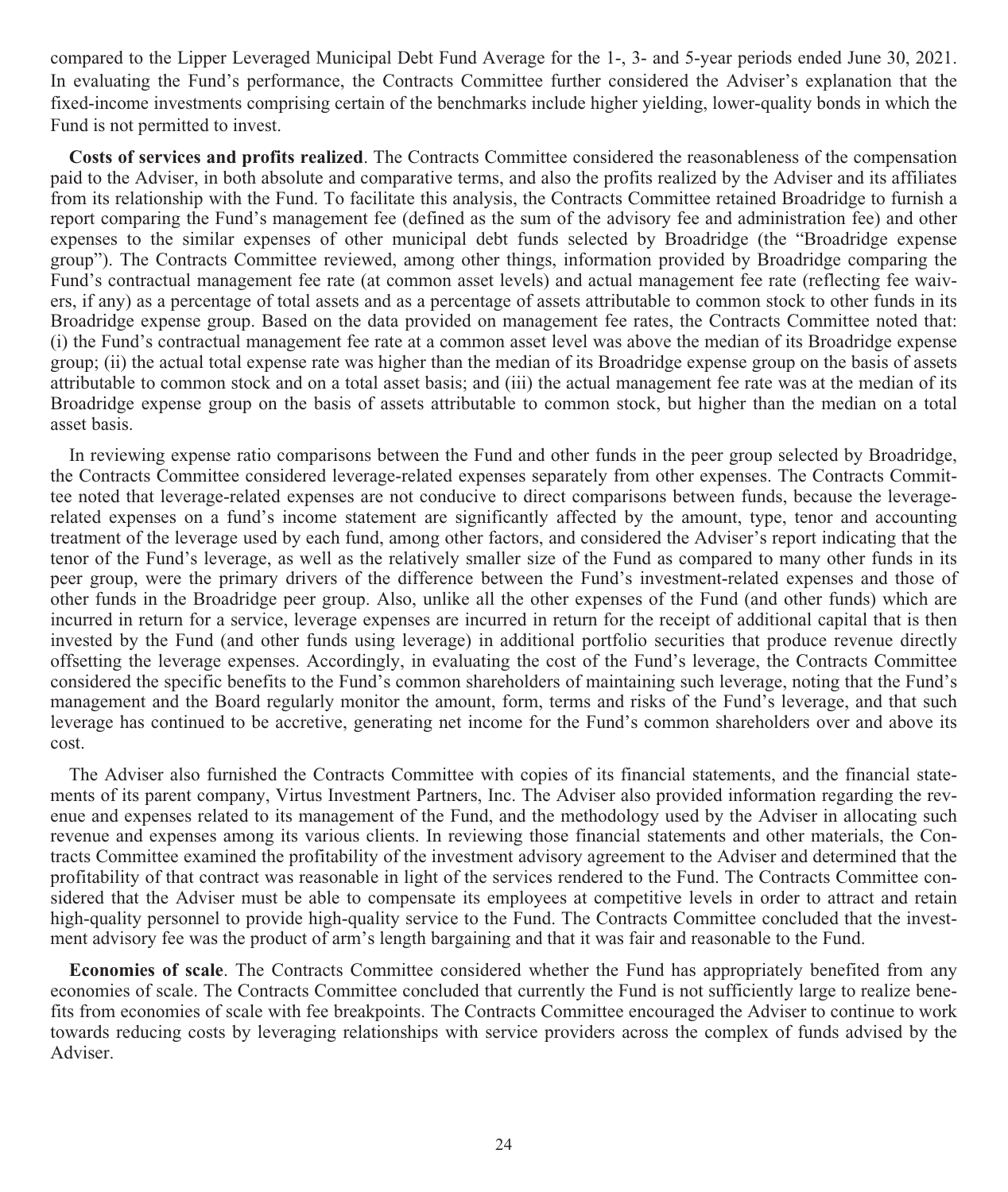compared to the Lipper Leveraged Municipal Debt Fund Average for the 1-, 3- and 5-year periods ended June 30, 2021. In evaluating the Fund's performance, the Contracts Committee further considered the Adviser's explanation that the fixed-income investments comprising certain of the benchmarks include higher yielding, lower-quality bonds in which the Fund is not permitted to invest.

**Costs of services and profits realized**. The Contracts Committee considered the reasonableness of the compensation paid to the Adviser, in both absolute and comparative terms, and also the profits realized by the Adviser and its affiliates from its relationship with the Fund. To facilitate this analysis, the Contracts Committee retained Broadridge to furnish a report comparing the Fund's management fee (defined as the sum of the advisory fee and administration fee) and other expenses to the similar expenses of other municipal debt funds selected by Broadridge (the "Broadridge expense group"). The Contracts Committee reviewed, among other things, information provided by Broadridge comparing the Fund's contractual management fee rate (at common asset levels) and actual management fee rate (reflecting fee waivers, if any) as a percentage of total assets and as a percentage of assets attributable to common stock to other funds in its Broadridge expense group. Based on the data provided on management fee rates, the Contracts Committee noted that: (i) the Fund's contractual management fee rate at a common asset level was above the median of its Broadridge expense group; (ii) the actual total expense rate was higher than the median of its Broadridge expense group on the basis of assets attributable to common stock and on a total asset basis; and (iii) the actual management fee rate was at the median of its Broadridge expense group on the basis of assets attributable to common stock, but higher than the median on a total asset basis.

In reviewing expense ratio comparisons between the Fund and other funds in the peer group selected by Broadridge, the Contracts Committee considered leverage-related expenses separately from other expenses. The Contracts Committee noted that leverage-related expenses are not conducive to direct comparisons between funds, because the leverage-related expenses on a fund's income statement are significantly affected by the amount, type, tenor and accounting treatment of the leverage used by each fund, among other factors, and considered the Adviser's report indicating that the tenor of the Fund's leverage, as well as the relatively smaller size of the Fund as compared to many other funds in its peer group, were the primary drivers of the difference between the Fund's investment-related expenses and those of other funds in the Broadridge peer group. Also, unlike all the other expenses of the Fund (and other funds) which are incurred in return for a service, leverage expenses are incurred in return for the receipt of additional capital that is then invested by the Fund (and other funds using leverage) in additional portfolio securities that produce revenue directly offsetting the leverage expenses. Accordingly, in evaluating the cost of the Fund's leverage, the Contracts Committee considered the specific benefits to the Fund's common shareholders of maintaining such leverage, noting that the Fund's management and the Board regularly monitor the amount, form, terms and risks of the Fund's leverage, and that such leverage has continued to be accretive, generating net income for the Fund's common shareholders over and above its cost.

The Adviser also furnished the Contracts Committee with copies of its financial statements, and the financial statements of its parent company, Virtus Investment Partners, Inc. The Adviser also provided information regarding the revenue and expenses related to its management of the Fund, and the methodology used by the Adviser in allocating such revenue and expenses among its various clients. In reviewing those financial statements and other materials, the Contracts Committee examined the profitability of the investment advisory agreement to the Adviser and determined that the profitability of that contract was reasonable in light of the services rendered to the Fund. The Contracts Committee considered that the Adviser must be able to compensate its employees at competitive levels in order to attract and retain high-quality personnel to provide high-quality service to the Fund. The Contracts Committee concluded that the investment advisory fee was the product of arm's length bargaining and that it was fair and reasonable to the Fund.

**Economies of scale**. The Contracts Committee considered whether the Fund has appropriately benefited from any economies of scale. The Contracts Committee concluded that currently the Fund is not sufficiently large to realize benefits from economies of scale with fee breakpoints. The Contracts Committee encouraged the Adviser to continue to work towards reducing costs by leveraging relationships with service providers across the complex of funds advised by the Adviser.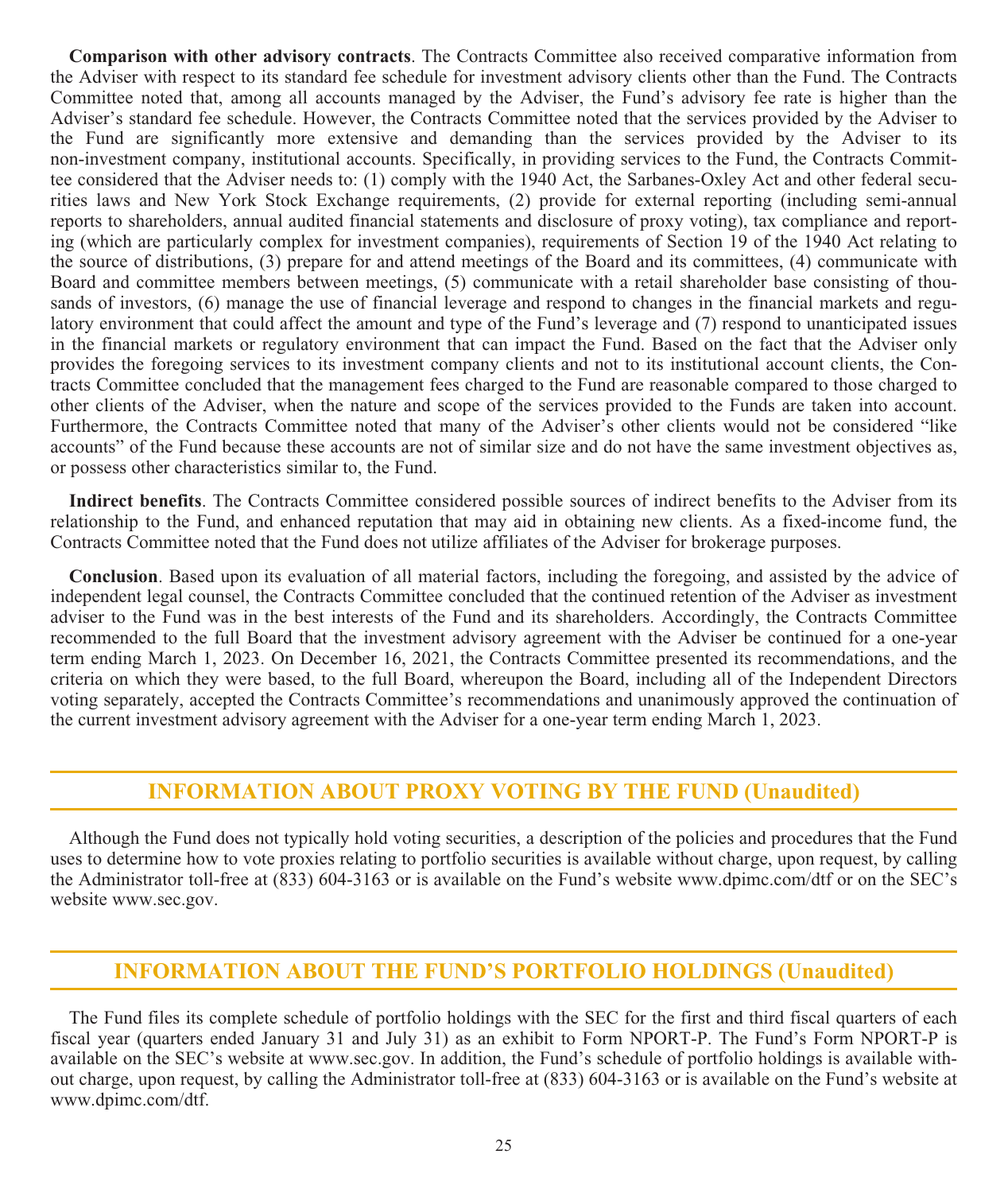**Comparison with other advisory contracts**. The Contracts Committee also received comparative information from the Adviser with respect to its standard fee schedule for investment advisory clients other than the Fund. The Contracts Committee noted that, among all accounts managed by the Adviser, the Fund's advisory fee rate is higher than the Adviser's standard fee schedule. However, the Contracts Committee noted that the services provided by the Adviser to the Fund are significantly more extensive and demanding than the services provided by the Adviser to its non-investment company, institutional accounts. Specifically, in providing services to the Fund, the Contracts Committee considered that the Adviser needs to: (1) comply with the 1940 Act, the Sarbanes-Oxley Act and other federal securities laws and New York Stock Exchange requirements, (2) provide for external reporting (including semi-annual reports to shareholders, annual audited financial statements and disclosure of proxy voting), tax compliance and reporting (which are particularly complex for investment companies), requirements of Section 19 of the 1940 Act relating to the source of distributions, (3) prepare for and attend meetings of the Board and its committees, (4) communicate with Board and committee members between meetings, (5) communicate with a retail shareholder base consisting of thousands of investors, (6) manage the use of financial leverage and respond to changes in the financial markets and regulatory environment that could affect the amount and type of the Fund's leverage and (7) respond to unanticipated issues in the financial markets or regulatory environment that can impact the Fund. Based on the fact that the Adviser only provides the foregoing services to its investment company clients and not to its institutional account clients, the Contracts Committee concluded that the management fees charged to the Fund are reasonable compared to those charged to other clients of the Adviser, when the nature and scope of the services provided to the Funds are taken into account. Furthermore, the Contracts Committee noted that many of the Adviser's other clients would not be considered "like accounts" of the Fund because these accounts are not of similar size and do not have the same investment objectives as, or possess other characteristics similar to, the Fund.

**Indirect benefits**. The Contracts Committee considered possible sources of indirect benefits to the Adviser from its relationship to the Fund, and enhanced reputation that may aid in obtaining new clients. As a fixed-income fund, the Contracts Committee noted that the Fund does not utilize affiliates of the Adviser for brokerage purposes.

**Conclusion**. Based upon its evaluation of all material factors, including the foregoing, and assisted by the advice of independent legal counsel, the Contracts Committee concluded that the continued retention of the Adviser as investment adviser to the Fund was in the best interests of the Fund and its shareholders. Accordingly, the Contracts Committee recommended to the full Board that the investment advisory agreement with the Adviser be continued for a one-year term ending March 1, 2023. On December 16, 2021, the Contracts Committee presented its recommendations, and the criteria on which they were based, to the full Board, whereupon the Board, including all of the Independent Directors voting separately, accepted the Contracts Committee's recommendations and unanimously approved the continuation of the current investment advisory agreement with the Adviser for a one-year term ending March 1, 2023.

## INFORMATION ABOUT PROXY VOTING BY THE FUND (Unaudited)

Although the Fund does not typically hold voting securities, a description of the policies and procedures that the Fund uses to determine how to vote proxies relating to portfolio securities is available without charge, upon request, by calling the Administrator toll-free at (833) 604-3163 or is available on the Fund's website www.dpimc.com/dtf or on the SEC's website www.sec.gov.

## INFORMATION ABOUT THE FUND'S PORTFOLIO HOLDINGS (Unaudited)

The Fund files its complete schedule of portfolio holdings with the SEC for the first and third fiscal quarters of each fiscal year (quarters ended January 31 and July 31) as an exhibit to Form NPORT-P. The Fund's Form NPORT-P is available on the SEC's website at www.sec.gov. In addition, the Fund's schedule of portfolio holdings is available without charge, upon request, by calling the Administrator toll-free at (833) 604-3163 or is available on the Fund's website at www.dpimc.com/dtf.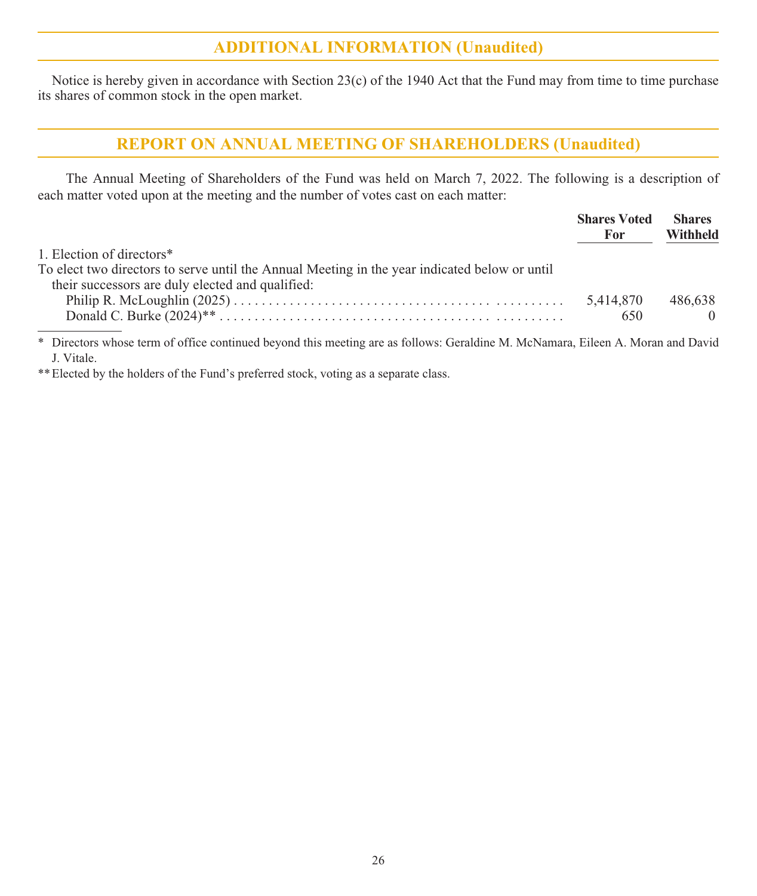## ADDITIONAL INFORMATION (Unaudited)

Notice is hereby given in accordance with Section 23(c) of the 1940 Act that the Fund may from time to time purchase its shares of common stock in the open market.

## REPORT ON ANNUAL MEETING OF SHAREHOLDERS (Unaudited)

The Annual Meeting of Shareholders of the Fund was held on March 7, 2022. The following is a description of each matter voted upon at the meeting and the number of votes cast on each matter:

| | Shares Voted For | Shares Withheld |
|---|---|---|
| 1. Election of directors* | | |
| To elect two directors to serve until the Annual Meeting in the year indicated below or until their successors are duly elected and qualified: | | |
| Philip R. McLoughlin (2025) | 5,414,870 | 486,638 |
| Donald C. Burke (2024)** | 650 | 0 |

\* Directors whose term of office continued beyond this meeting are as follows: Geraldine M. McNamara, Eileen A. Moran and David J. Vitale.

** Elected by the holders of the Fund's preferred stock, voting as a separate class.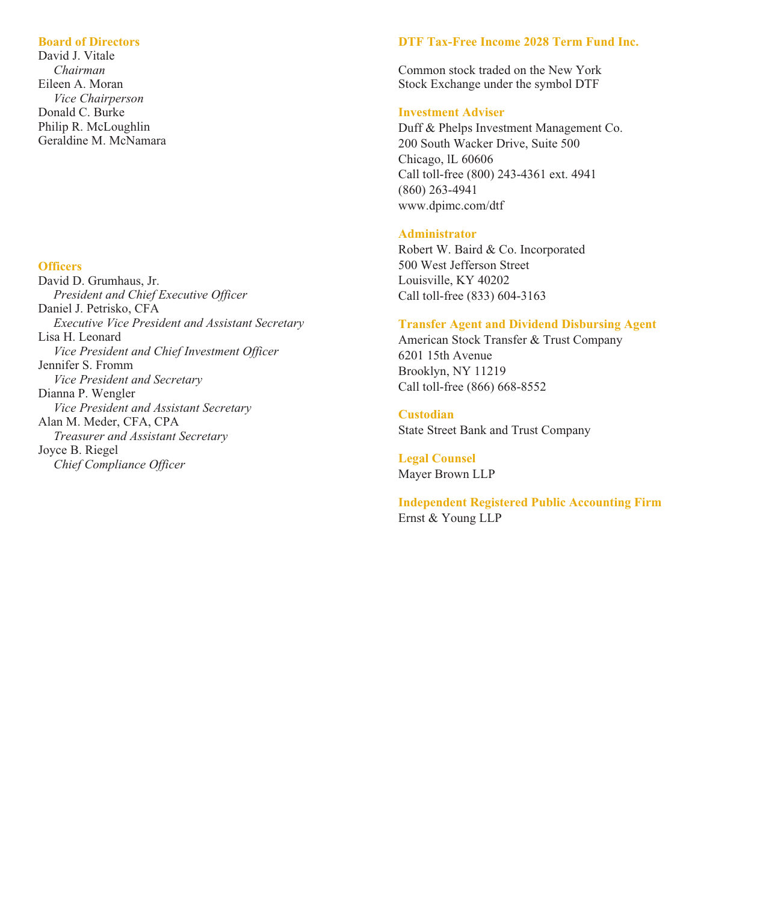### Board of Directors

David J. Vitale
*Chairman*
Eileen A. Moran
*Vice Chairperson*
Donald C. Burke
Philip R. McLoughlin
Geraldine M. McNamara

### Officers

David D. Grumhaus, Jr.
*President and Chief Executive Officer*
Daniel J. Petrisko, CFA
*Executive Vice President and Assistant Secretary*
Lisa H. Leonard
*Vice President and Chief Investment Officer*
Jennifer S. Fromm
*Vice President and Secretary*
Dianna P. Wengler
*Vice President and Assistant Secretary*
Alan M. Meder, CFA, CPA
*Treasurer and Assistant Secretary*
Joyce B. Riegel
*Chief Compliance Officer*

### DTF Tax-Free Income 2028 Term Fund Inc.

Common stock traded on the New York Stock Exchange under the symbol DTF

### Investment Adviser

Duff & Phelps Investment Management Co.
200 South Wacker Drive, Suite 500
Chicago, lL 60606
Call toll-free (800) 243-4361 ext. 4941
(860) 263-4941
www.dpimc.com/dtf

### Administrator

Robert W. Baird & Co. Incorporated
500 West Jefferson Street
Louisville, KY 40202
Call toll-free (833) 604-3163

### Transfer Agent and Dividend Disbursing Agent

American Stock Transfer & Trust Company
6201 15th Avenue
Brooklyn, NY 11219
Call toll-free (866) 668-8552

### Custodian

State Street Bank and Trust Company

### Legal Counsel

Mayer Brown LLP

### Independent Registered Public Accounting Firm

Ernst & Young LLP